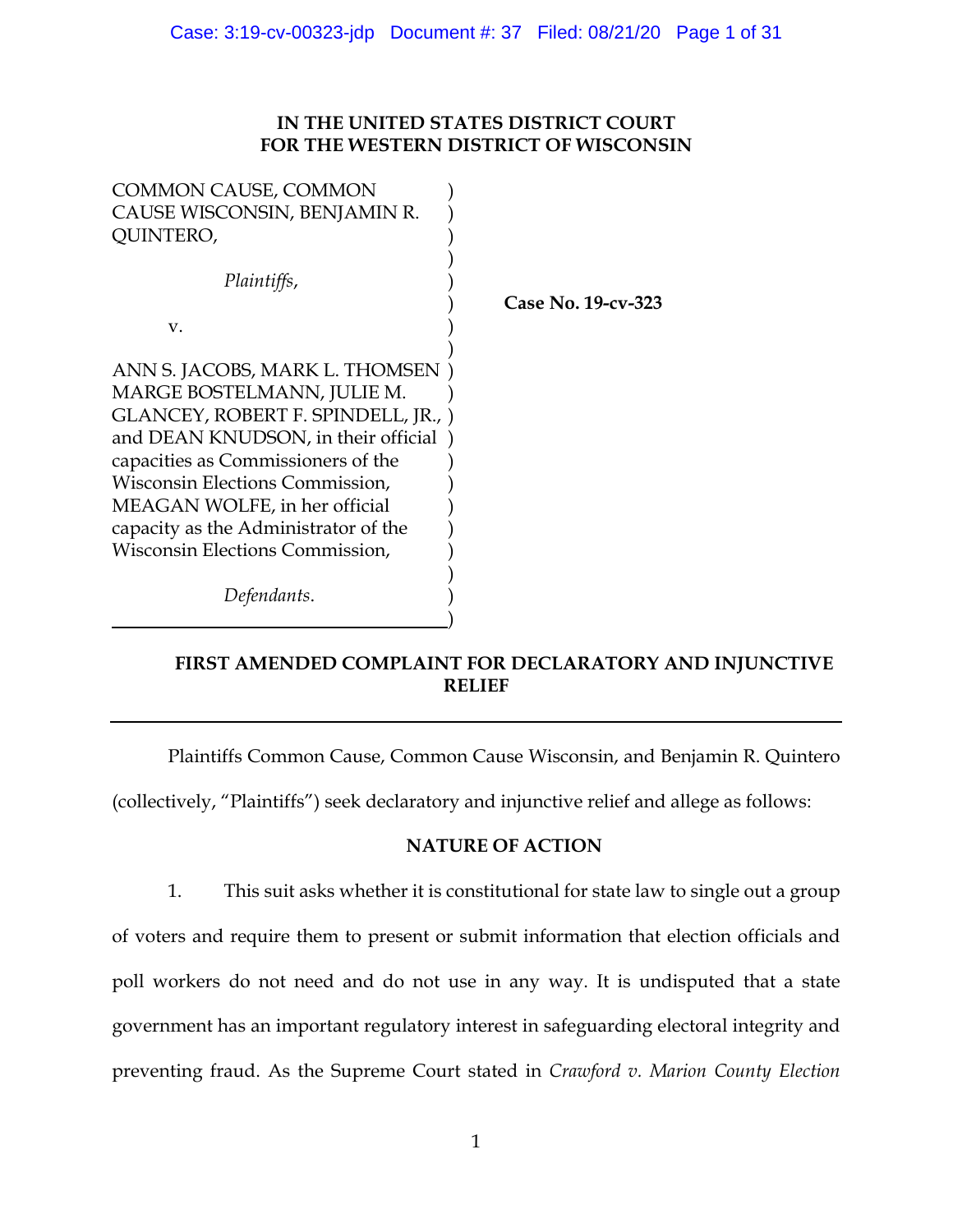**IN THE UNITED STATES DISTRICT COURT
FOR THE WESTERN DISTRICT OF WISCONSIN**

COMMON CAUSE, COMMON CAUSE WISCONSIN, BENJAMIN R. QUINTERO,

*Plaintiffs*,

v.

ANN S. JACOBS, MARK L. THOMSEN MARGE BOSTELMANN, JULIE M. GLANCEY, ROBERT F. SPINDELL, JR., and DEAN KNUDSON, in their official capacities as Commissioners of the Wisconsin Elections Commission, MEAGAN WOLFE, in her official capacity as the Administrator of the Wisconsin Elections Commission,

*Defendants*.

**Case No. 19-cv-323**

**FIRST AMENDED COMPLAINT FOR DECLARATORY AND INJUNCTIVE RELIEF**

Plaintiffs Common Cause, Common Cause Wisconsin, and Benjamin R. Quintero (collectively, "Plaintiffs") seek declaratory and injunctive relief and allege as follows:

**NATURE OF ACTION**

1. This suit asks whether it is constitutional for state law to single out a group of voters and require them to present or submit information that election officials and poll workers do not need and do not use in any way. It is undisputed that a state government has an important regulatory interest in safeguarding electoral integrity and preventing fraud. As the Supreme Court stated in *Crawford v. Marion County Election*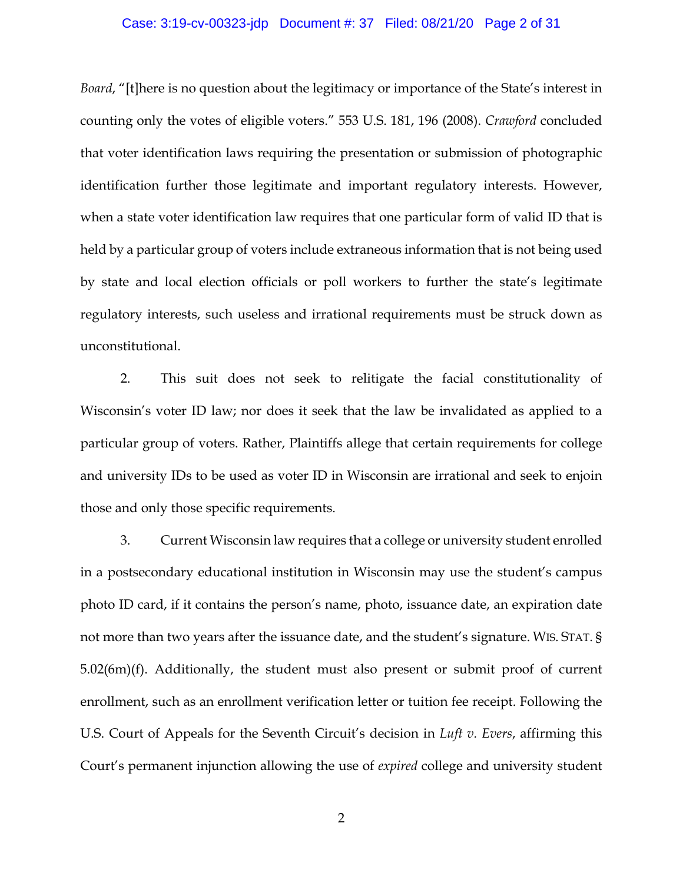*Board*, "[t]here is no question about the legitimacy or importance of the State's interest in counting only the votes of eligible voters." 553 U.S. 181, 196 (2008). *Crawford* concluded that voter identification laws requiring the presentation or submission of photographic identification further those legitimate and important regulatory interests. However, when a state voter identification law requires that one particular form of valid ID that is held by a particular group of voters include extraneous information that is not being used by state and local election officials or poll workers to further the state's legitimate regulatory interests, such useless and irrational requirements must be struck down as unconstitutional.

2. This suit does not seek to relitigate the facial constitutionality of Wisconsin's voter ID law; nor does it seek that the law be invalidated as applied to a particular group of voters. Rather, Plaintiffs allege that certain requirements for college and university IDs to be used as voter ID in Wisconsin are irrational and seek to enjoin those and only those specific requirements.

3. Current Wisconsin law requires that a college or university student enrolled in a postsecondary educational institution in Wisconsin may use the student's campus photo ID card, if it contains the person's name, photo, issuance date, an expiration date not more than two years after the issuance date, and the student's signature. WIS. STAT. § 5.02(6m)(f). Additionally, the student must also present or submit proof of current enrollment, such as an enrollment verification letter or tuition fee receipt. Following the U.S. Court of Appeals for the Seventh Circuit's decision in *Luft v. Evers*, affirming this Court's permanent injunction allowing the use of *expired* college and university student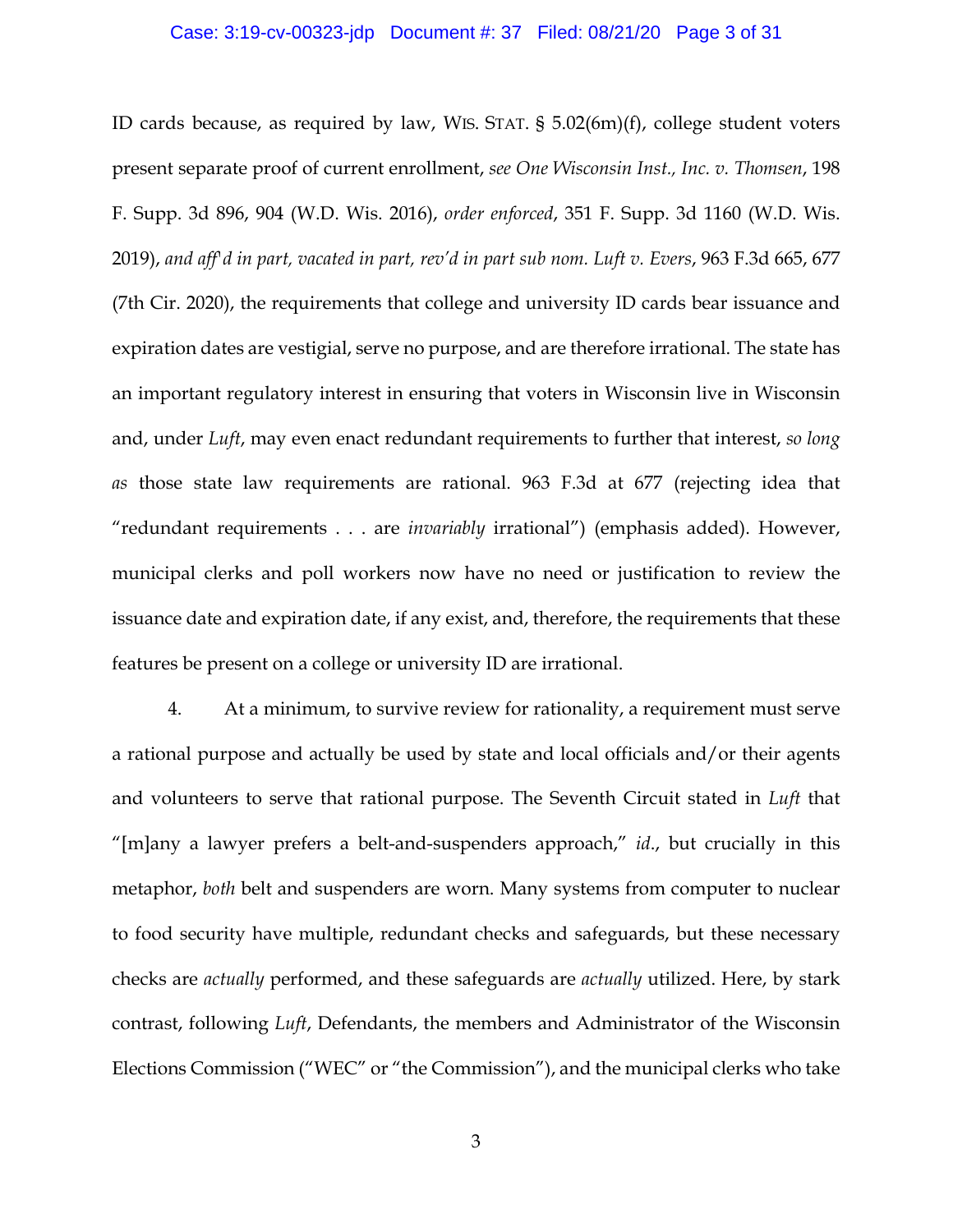ID cards because, as required by law, WIS. STAT. § 5.02(6m)(f), college student voters present separate proof of current enrollment, *see One Wisconsin Inst., Inc. v. Thomsen*, 198 F. Supp. 3d 896, 904 (W.D. Wis. 2016), *order enforced*, 351 F. Supp. 3d 1160 (W.D. Wis. 2019), *and aff'd in part, vacated in part, rev'd in part sub nom. Luft v. Evers*, 963 F.3d 665, 677 (7th Cir. 2020), the requirements that college and university ID cards bear issuance and expiration dates are vestigial, serve no purpose, and are therefore irrational. The state has an important regulatory interest in ensuring that voters in Wisconsin live in Wisconsin and, under *Luft*, may even enact redundant requirements to further that interest, *so long as* those state law requirements are rational. 963 F.3d at 677 (rejecting idea that "redundant requirements . . . are *invariably* irrational") (emphasis added). However, municipal clerks and poll workers now have no need or justification to review the issuance date and expiration date, if any exist, and, therefore, the requirements that these features be present on a college or university ID are irrational.

4. At a minimum, to survive review for rationality, a requirement must serve a rational purpose and actually be used by state and local officials and/or their agents and volunteers to serve that rational purpose. The Seventh Circuit stated in *Luft* that "[m]any a lawyer prefers a belt-and-suspenders approach," *id.*, but crucially in this metaphor, *both* belt and suspenders are worn. Many systems from computer to nuclear to food security have multiple, redundant checks and safeguards, but these necessary checks are *actually* performed, and these safeguards are *actually* utilized. Here, by stark contrast, following *Luft*, Defendants, the members and Administrator of the Wisconsin Elections Commission ("WEC" or "the Commission"), and the municipal clerks who take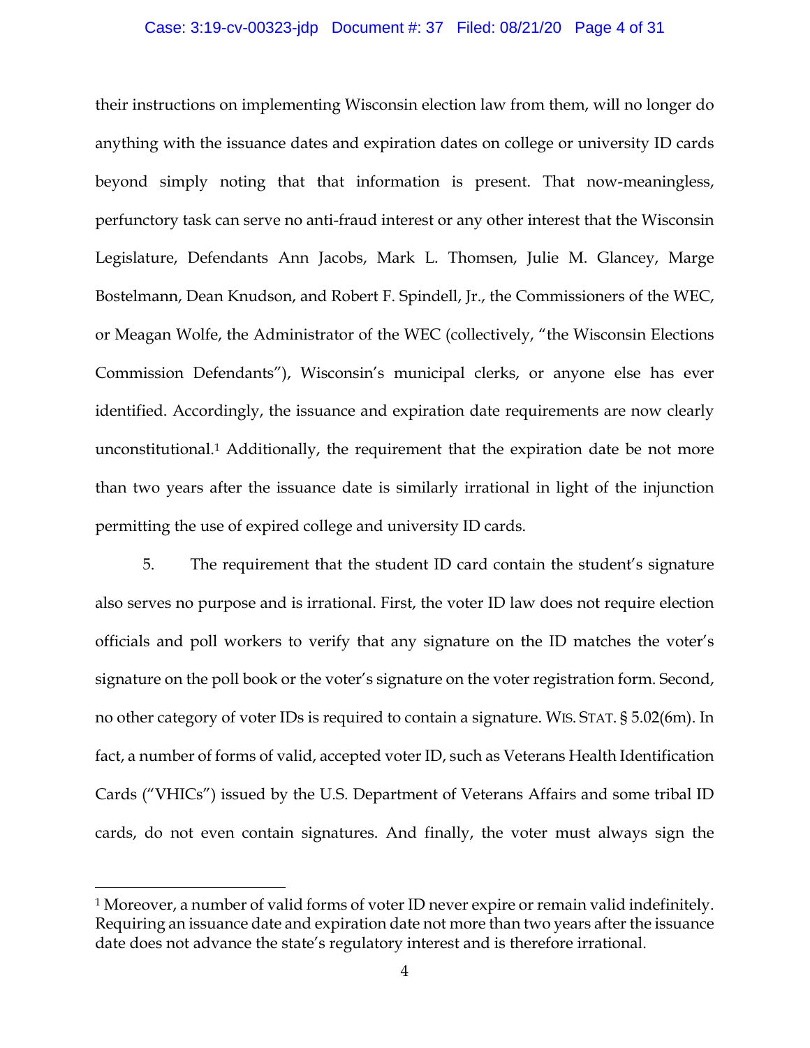their instructions on implementing Wisconsin election law from them, will no longer do anything with the issuance dates and expiration dates on college or university ID cards beyond simply noting that that information is present. That now-meaningless, perfunctory task can serve no anti-fraud interest or any other interest that the Wisconsin Legislature, Defendants Ann Jacobs, Mark L. Thomsen, Julie M. Glancey, Marge Bostelmann, Dean Knudson, and Robert F. Spindell, Jr., the Commissioners of the WEC, or Meagan Wolfe, the Administrator of the WEC (collectively, "the Wisconsin Elections Commission Defendants"), Wisconsin's municipal clerks, or anyone else has ever identified. Accordingly, the issuance and expiration date requirements are now clearly unconstitutional.[1] Additionally, the requirement that the expiration date be not more than two years after the issuance date is similarly irrational in light of the injunction permitting the use of expired college and university ID cards.

5. The requirement that the student ID card contain the student's signature also serves no purpose and is irrational. First, the voter ID law does not require election officials and poll workers to verify that any signature on the ID matches the voter's signature on the poll book or the voter's signature on the voter registration form. Second, no other category of voter IDs is required to contain a signature. WIS. STAT. § 5.02(6m). In fact, a number of forms of valid, accepted voter ID, such as Veterans Health Identification Cards ("VHICs") issued by the U.S. Department of Veterans Affairs and some tribal ID cards, do not even contain signatures. And finally, the voter must always sign the

---

[1] Moreover, a number of valid forms of voter ID never expire or remain valid indefinitely. Requiring an issuance date and expiration date not more than two years after the issuance date does not advance the state's regulatory interest and is therefore irrational.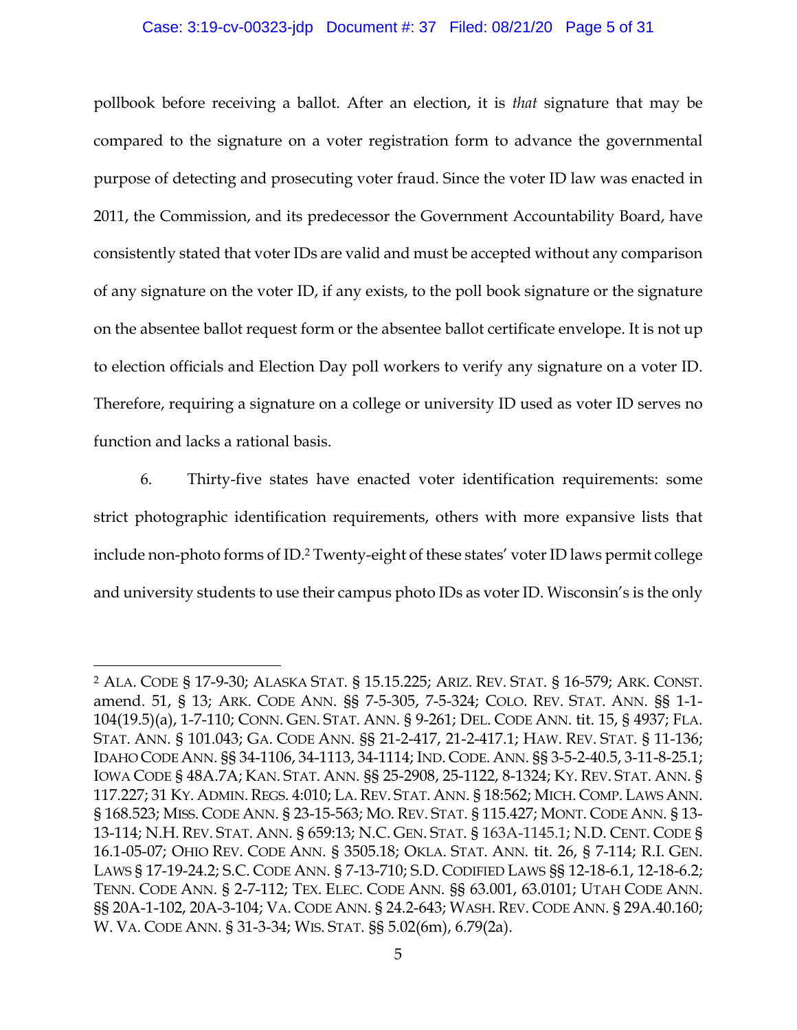pollbook before receiving a ballot. After an election, it is *that* signature that may be compared to the signature on a voter registration form to advance the governmental purpose of detecting and prosecuting voter fraud. Since the voter ID law was enacted in 2011, the Commission, and its predecessor the Government Accountability Board, have consistently stated that voter IDs are valid and must be accepted without any comparison of any signature on the voter ID, if any exists, to the poll book signature or the signature on the absentee ballot request form or the absentee ballot certificate envelope. It is not up to election officials and Election Day poll workers to verify any signature on a voter ID. Therefore, requiring a signature on a college or university ID used as voter ID serves no function and lacks a rational basis.

6. Thirty-five states have enacted voter identification requirements: some strict photographic identification requirements, others with more expansive lists that include non-photo forms of ID.[2] Twenty-eight of these states' voter ID laws permit college and university students to use their campus photo IDs as voter ID. Wisconsin's is the only

---

[2] ALA. CODE § 17-9-30; ALASKA STAT. § 15.15.225; ARIZ. REV. STAT. § 16-579; ARK. CONST. amend. 51, § 13; ARK. CODE ANN. §§ 7-5-305, 7-5-324; COLO. REV. STAT. ANN. §§ 1-1-104(19.5)(a), 1-7-110; CONN. GEN. STAT. ANN. § 9-261; DEL. CODE ANN. tit. 15, § 4937; FLA. STAT. ANN. § 101.043; GA. CODE ANN. §§ 21-2-417, 21-2-417.1; HAW. REV. STAT. § 11-136; IDAHO CODE ANN. §§ 34-1106, 34-1113, 34-1114; IND. CODE. ANN. §§ 3-5-2-40.5, 3-11-8-25.1; IOWA CODE § 48A.7A; KAN. STAT. ANN. §§ 25-2908, 25-1122, 8-1324; KY. REV. STAT. ANN. § 117.227; 31 KY. ADMIN. REGS. 4:010; LA. REV. STAT. ANN. § 18:562; MICH. COMP. LAWS ANN. § 168.523; MISS. CODE ANN. § 23-15-563; MO. REV. STAT. § 115.427; MONT. CODE ANN. § 13-13-114; N.H. REV. STAT. ANN. § 659:13; N.C. GEN. STAT. § 163A-1145.1; N.D. CENT. CODE § 16.1-05-07; OHIO REV. CODE ANN. § 3505.18; OKLA. STAT. ANN. tit. 26, § 7-114; R.I. GEN. LAWS § 17-19-24.2; S.C. CODE ANN. § 7-13-710; S.D. CODIFIED LAWS §§ 12-18-6.1, 12-18-6.2; TENN. CODE ANN. § 2-7-112; TEX. ELEC. CODE ANN. §§ 63.001, 63.0101; UTAH CODE ANN. §§ 20A-1-102, 20A-3-104; VA. CODE ANN. § 24.2-643; WASH. REV. CODE ANN. § 29A.40.160; W. VA. CODE ANN. § 31-3-34; WIS. STAT. §§ 5.02(6m), 6.79(2a).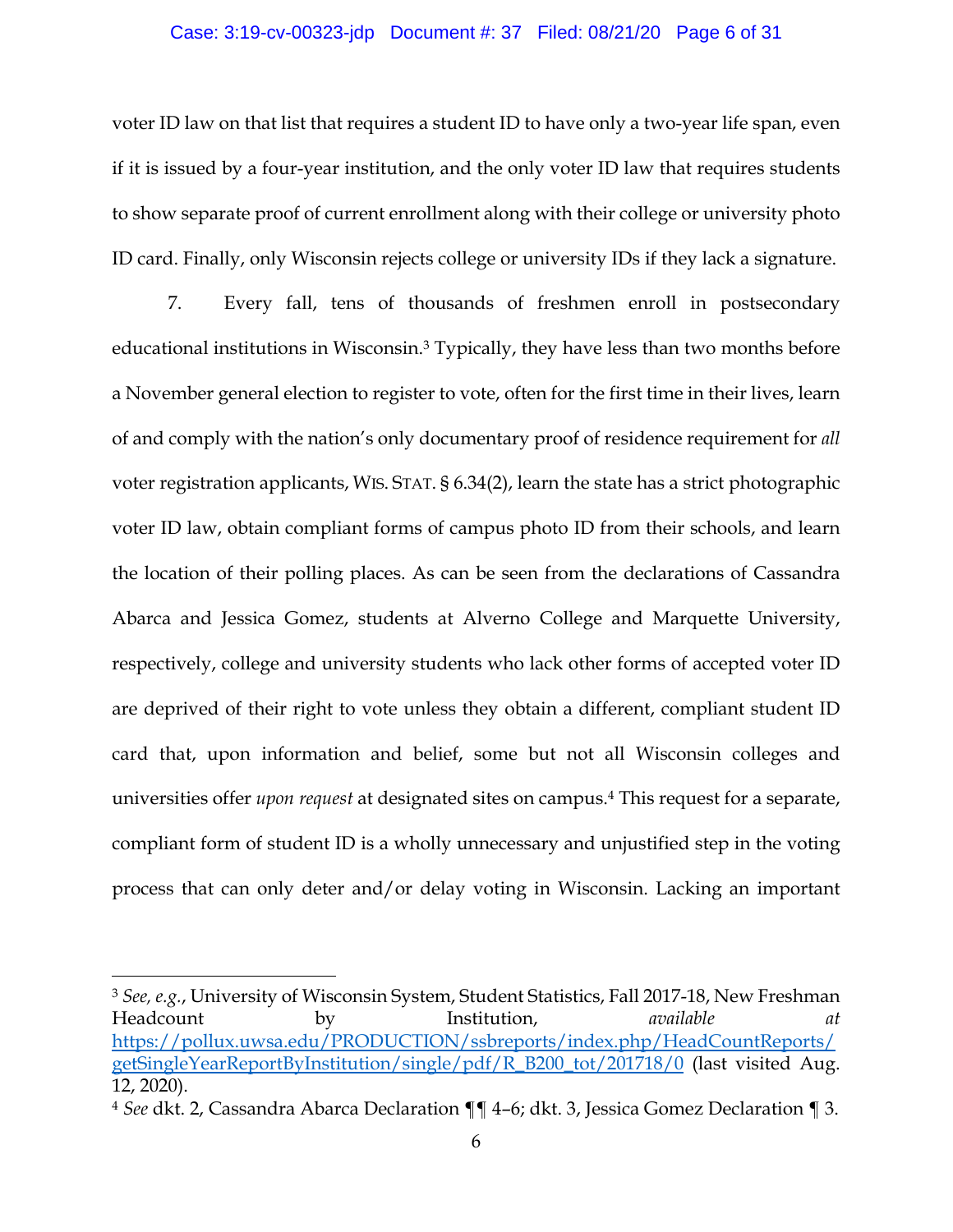voter ID law on that list that requires a student ID to have only a two-year life span, even if it is issued by a four-year institution, and the only voter ID law that requires students to show separate proof of current enrollment along with their college or university photo ID card. Finally, only Wisconsin rejects college or university IDs if they lack a signature.

7. Every fall, tens of thousands of freshmen enroll in postsecondary educational institutions in Wisconsin.[3] Typically, they have less than two months before a November general election to register to vote, often for the first time in their lives, learn of and comply with the nation's only documentary proof of residence requirement for *all* voter registration applicants, WIS. STAT. § 6.34(2), learn the state has a strict photographic voter ID law, obtain compliant forms of campus photo ID from their schools, and learn the location of their polling places. As can be seen from the declarations of Cassandra Abarca and Jessica Gomez, students at Alverno College and Marquette University, respectively, college and university students who lack other forms of accepted voter ID are deprived of their right to vote unless they obtain a different, compliant student ID card that, upon information and belief, some but not all Wisconsin colleges and universities offer *upon request* at designated sites on campus.[4] This request for a separate, compliant form of student ID is a wholly unnecessary and unjustified step in the voting process that can only deter and/or delay voting in Wisconsin. Lacking an important

---

[3] *See, e.g.*, University of Wisconsin System, Student Statistics, Fall 2017-18, New Freshman Headcount by Institution, *available at* https://pollux.uwsa.edu/PRODUCTION/ssbreports/index.php/HeadCountReports/getSingleYearReportByInstitution/single/pdf/R_B200_tot/201718/0 (last visited Aug. 12, 2020).

[4] *See* dkt. 2, Cassandra Abarca Declaration ¶¶ 4–6; dkt. 3, Jessica Gomez Declaration ¶ 3.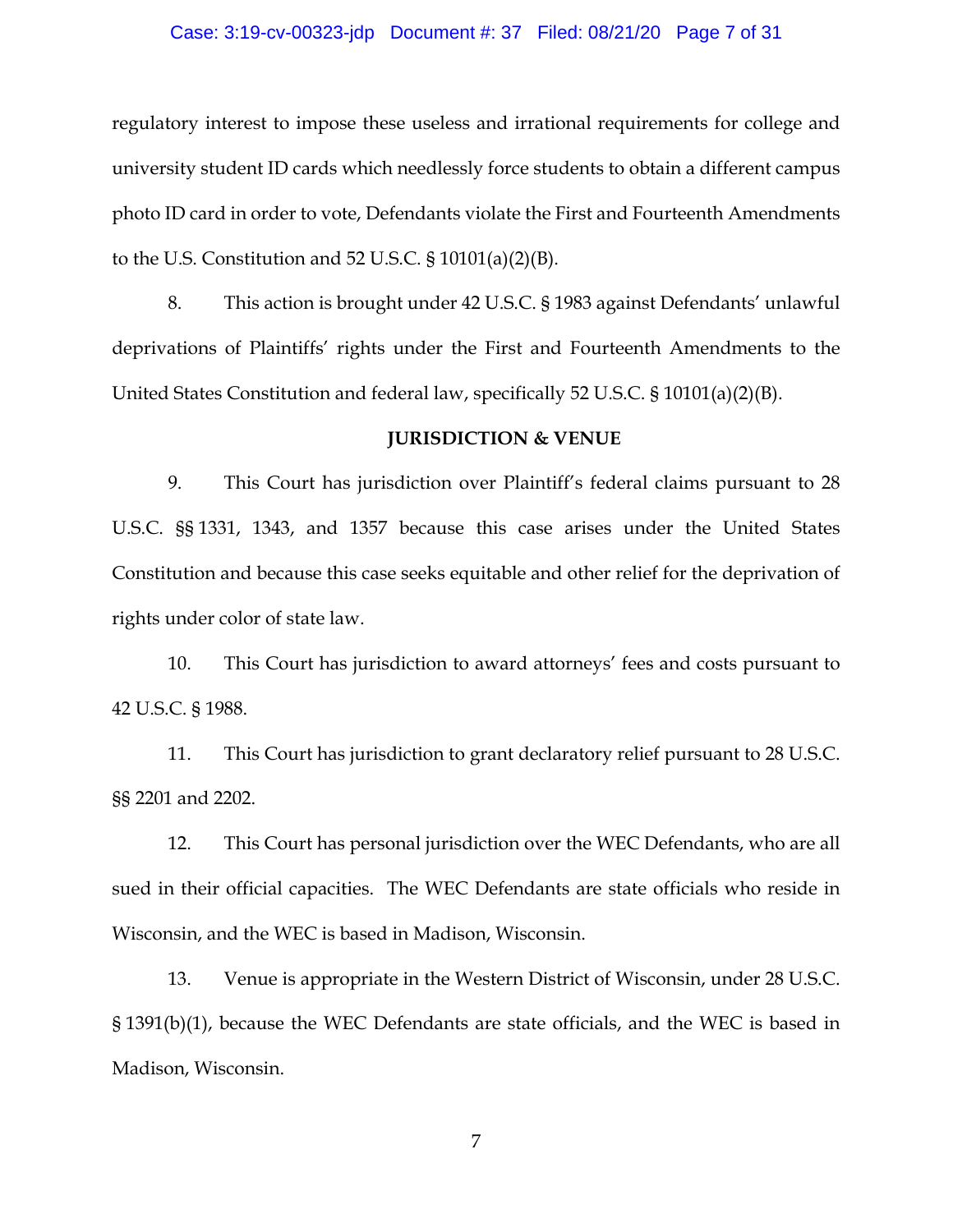regulatory interest to impose these useless and irrational requirements for college and university student ID cards which needlessly force students to obtain a different campus photo ID card in order to vote, Defendants violate the First and Fourteenth Amendments to the U.S. Constitution and 52 U.S.C. § 10101(a)(2)(B).

8. This action is brought under 42 U.S.C. § 1983 against Defendants' unlawful deprivations of Plaintiffs' rights under the First and Fourteenth Amendments to the United States Constitution and federal law, specifically 52 U.S.C. § 10101(a)(2)(B).

## JURISDICTION & VENUE

9. This Court has jurisdiction over Plaintiff's federal claims pursuant to 28 U.S.C. §§ 1331, 1343, and 1357 because this case arises under the United States Constitution and because this case seeks equitable and other relief for the deprivation of rights under color of state law.

10. This Court has jurisdiction to award attorneys' fees and costs pursuant to 42 U.S.C. § 1988.

11. This Court has jurisdiction to grant declaratory relief pursuant to 28 U.S.C. §§ 2201 and 2202.

12. This Court has personal jurisdiction over the WEC Defendants, who are all sued in their official capacities. The WEC Defendants are state officials who reside in Wisconsin, and the WEC is based in Madison, Wisconsin.

13. Venue is appropriate in the Western District of Wisconsin, under 28 U.S.C. § 1391(b)(1), because the WEC Defendants are state officials, and the WEC is based in Madison, Wisconsin.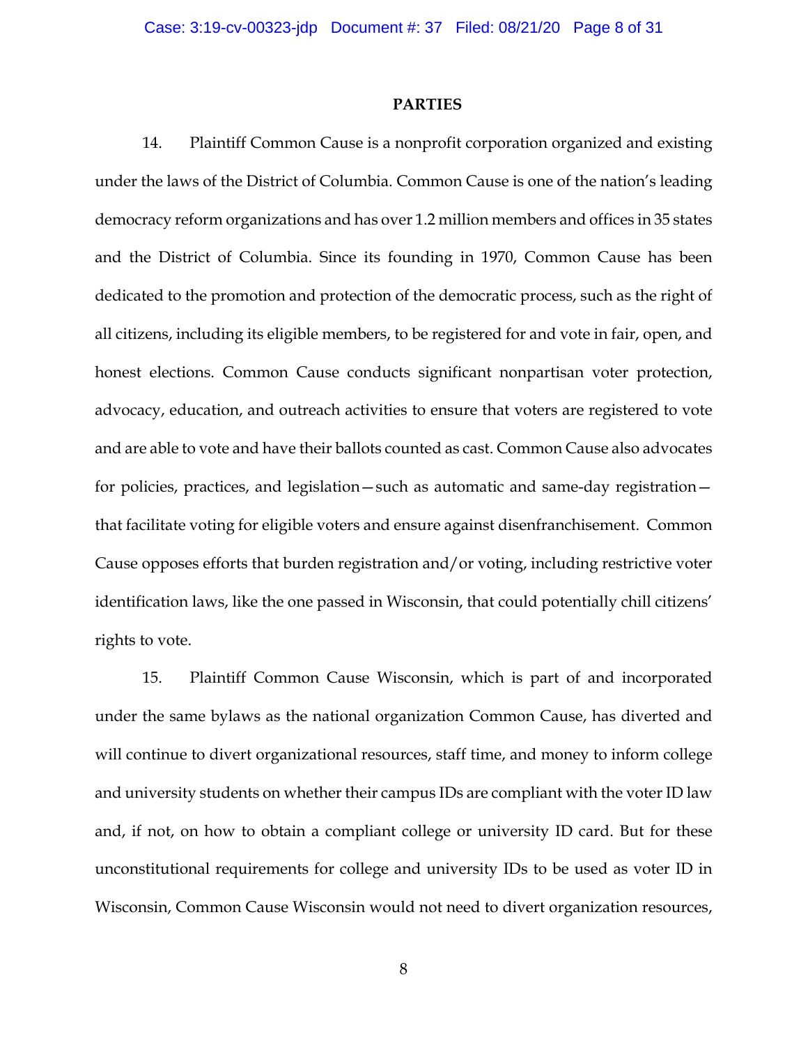## PARTIES

14. Plaintiff Common Cause is a nonprofit corporation organized and existing under the laws of the District of Columbia. Common Cause is one of the nation's leading democracy reform organizations and has over 1.2 million members and offices in 35 states and the District of Columbia. Since its founding in 1970, Common Cause has been dedicated to the promotion and protection of the democratic process, such as the right of all citizens, including its eligible members, to be registered for and vote in fair, open, and honest elections. Common Cause conducts significant nonpartisan voter protection, advocacy, education, and outreach activities to ensure that voters are registered to vote and are able to vote and have their ballots counted as cast. Common Cause also advocates for policies, practices, and legislation—such as automatic and same-day registration—that facilitate voting for eligible voters and ensure against disenfranchisement. Common Cause opposes efforts that burden registration and/or voting, including restrictive voter identification laws, like the one passed in Wisconsin, that could potentially chill citizens' rights to vote.

15. Plaintiff Common Cause Wisconsin, which is part of and incorporated under the same bylaws as the national organization Common Cause, has diverted and will continue to divert organizational resources, staff time, and money to inform college and university students on whether their campus IDs are compliant with the voter ID law and, if not, on how to obtain a compliant college or university ID card. But for these unconstitutional requirements for college and university IDs to be used as voter ID in Wisconsin, Common Cause Wisconsin would not need to divert organization resources,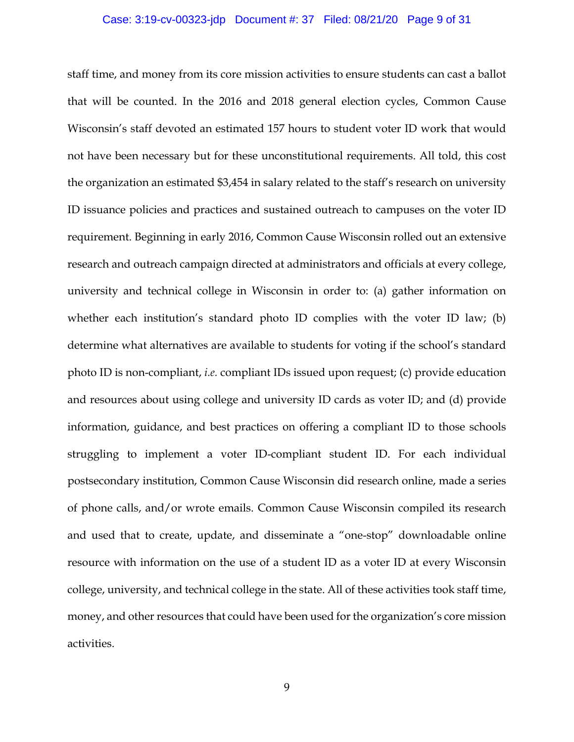staff time, and money from its core mission activities to ensure students can cast a ballot that will be counted. In the 2016 and 2018 general election cycles, Common Cause Wisconsin's staff devoted an estimated 157 hours to student voter ID work that would not have been necessary but for these unconstitutional requirements. All told, this cost the organization an estimated $3,454 in salary related to the staff's research on university ID issuance policies and practices and sustained outreach to campuses on the voter ID requirement. Beginning in early 2016, Common Cause Wisconsin rolled out an extensive research and outreach campaign directed at administrators and officials at every college, university and technical college in Wisconsin in order to: (a) gather information on whether each institution's standard photo ID complies with the voter ID law; (b) determine what alternatives are available to students for voting if the school's standard photo ID is non-compliant, *i.e.* compliant IDs issued upon request; (c) provide education and resources about using college and university ID cards as voter ID; and (d) provide information, guidance, and best practices on offering a compliant ID to those schools struggling to implement a voter ID-compliant student ID. For each individual postsecondary institution, Common Cause Wisconsin did research online, made a series of phone calls, and/or wrote emails. Common Cause Wisconsin compiled its research and used that to create, update, and disseminate a "one-stop" downloadable online resource with information on the use of a student ID as a voter ID at every Wisconsin college, university, and technical college in the state. All of these activities took staff time, money, and other resources that could have been used for the organization's core mission activities.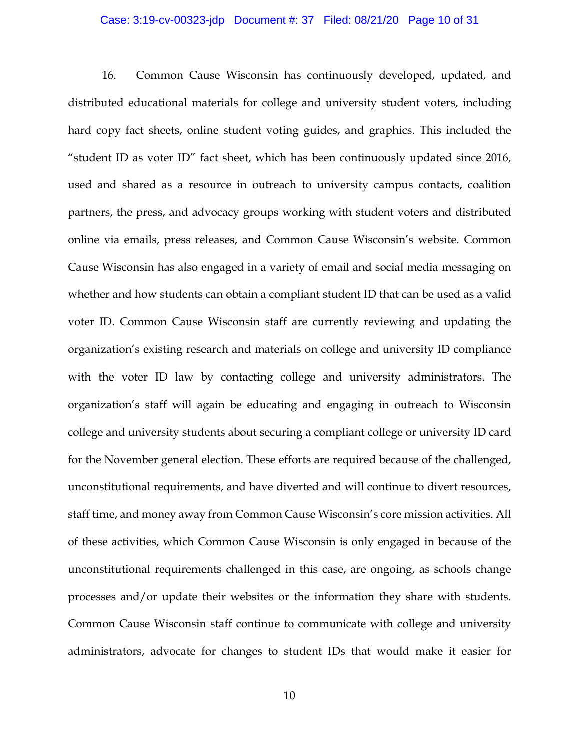16. Common Cause Wisconsin has continuously developed, updated, and distributed educational materials for college and university student voters, including hard copy fact sheets, online student voting guides, and graphics. This included the "student ID as voter ID" fact sheet, which has been continuously updated since 2016, used and shared as a resource in outreach to university campus contacts, coalition partners, the press, and advocacy groups working with student voters and distributed online via emails, press releases, and Common Cause Wisconsin's website. Common Cause Wisconsin has also engaged in a variety of email and social media messaging on whether and how students can obtain a compliant student ID that can be used as a valid voter ID. Common Cause Wisconsin staff are currently reviewing and updating the organization's existing research and materials on college and university ID compliance with the voter ID law by contacting college and university administrators. The organization's staff will again be educating and engaging in outreach to Wisconsin college and university students about securing a compliant college or university ID card for the November general election. These efforts are required because of the challenged, unconstitutional requirements, and have diverted and will continue to divert resources, staff time, and money away from Common Cause Wisconsin's core mission activities. All of these activities, which Common Cause Wisconsin is only engaged in because of the unconstitutional requirements challenged in this case, are ongoing, as schools change processes and/or update their websites or the information they share with students. Common Cause Wisconsin staff continue to communicate with college and university administrators, advocate for changes to student IDs that would make it easier for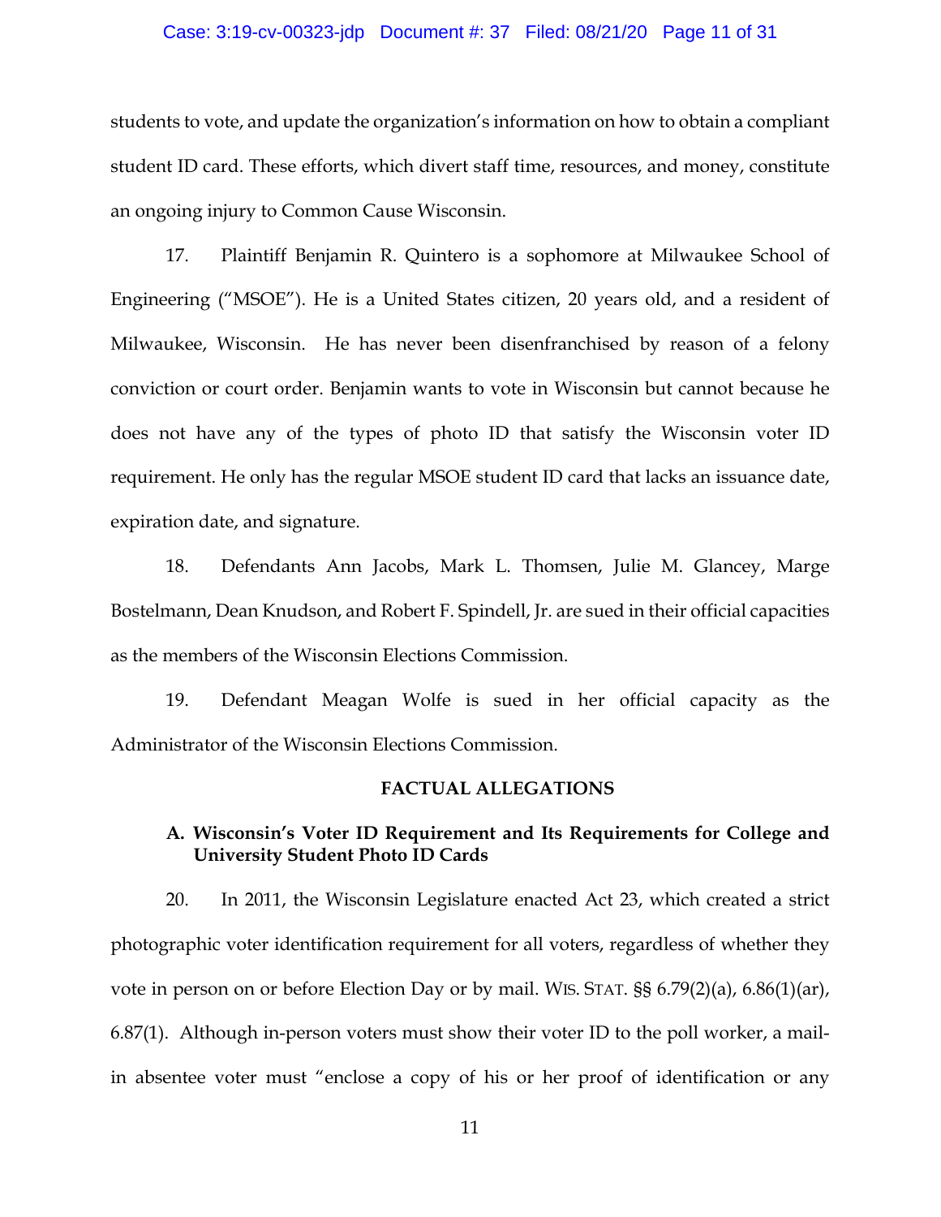students to vote, and update the organization's information on how to obtain a compliant student ID card. These efforts, which divert staff time, resources, and money, constitute an ongoing injury to Common Cause Wisconsin.

17. Plaintiff Benjamin R. Quintero is a sophomore at Milwaukee School of Engineering ("MSOE"). He is a United States citizen, 20 years old, and a resident of Milwaukee, Wisconsin. He has never been disenfranchised by reason of a felony conviction or court order. Benjamin wants to vote in Wisconsin but cannot because he does not have any of the types of photo ID that satisfy the Wisconsin voter ID requirement. He only has the regular MSOE student ID card that lacks an issuance date, expiration date, and signature.

18. Defendants Ann Jacobs, Mark L. Thomsen, Julie M. Glancey, Marge Bostelmann, Dean Knudson, and Robert F. Spindell, Jr. are sued in their official capacities as the members of the Wisconsin Elections Commission.

19. Defendant Meagan Wolfe is sued in her official capacity as the Administrator of the Wisconsin Elections Commission.

## FACTUAL ALLEGATIONS

### A. Wisconsin's Voter ID Requirement and Its Requirements for College and University Student Photo ID Cards

20. In 2011, the Wisconsin Legislature enacted Act 23, which created a strict photographic voter identification requirement for all voters, regardless of whether they vote in person on or before Election Day or by mail. WIS. STAT. §§ 6.79(2)(a), 6.86(1)(ar), 6.87(1). Although in-person voters must show their voter ID to the poll worker, a mail-in absentee voter must "enclose a copy of his or her proof of identification or any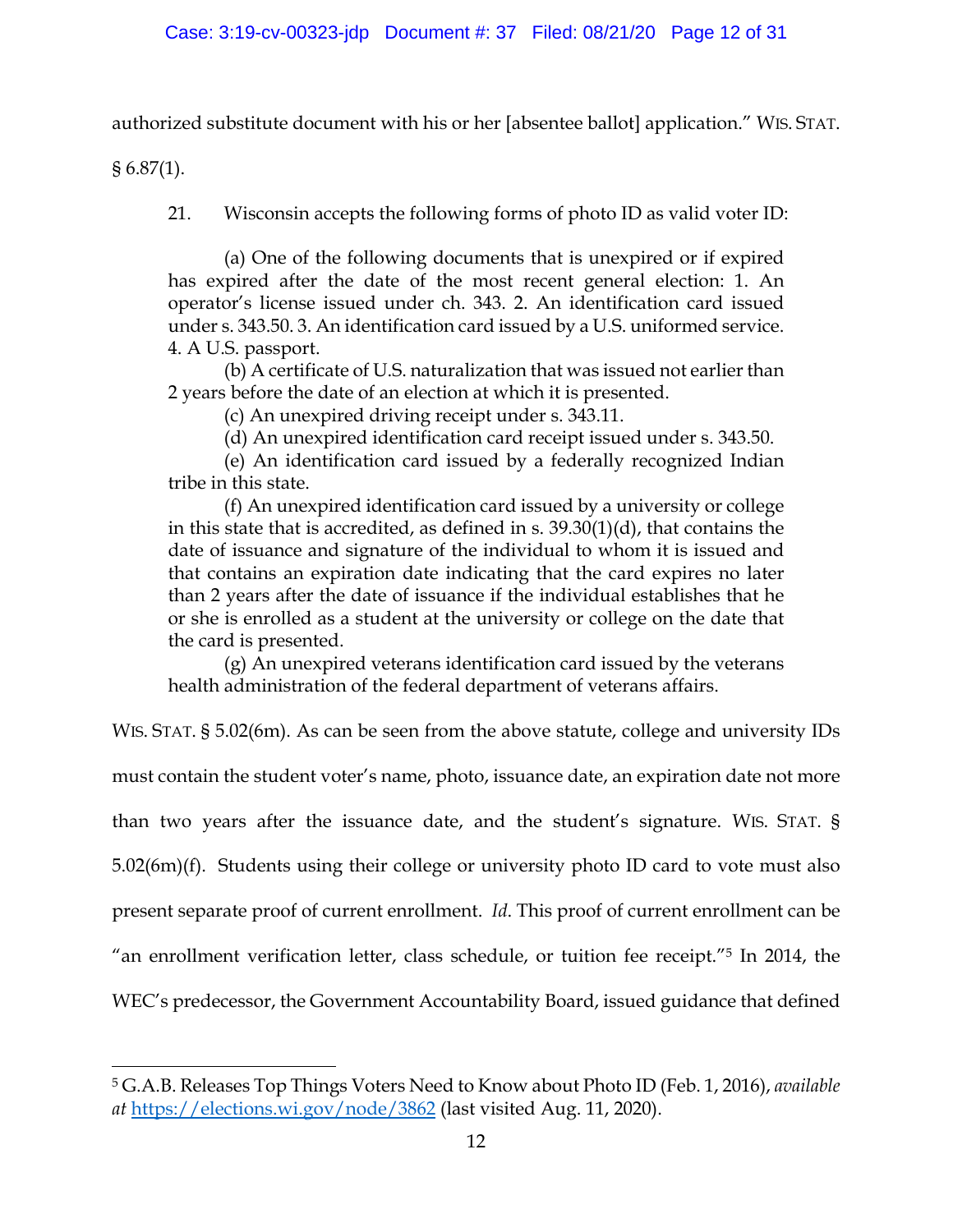authorized substitute document with his or her [absentee ballot] application." WIS. STAT. § 6.87(1).

21. Wisconsin accepts the following forms of photo ID as valid voter ID:

> (a) One of the following documents that is unexpired or if expired has expired after the date of the most recent general election: 1. An operator's license issued under ch. 343. 2. An identification card issued under s. 343.50. 3. An identification card issued by a U.S. uniformed service. 4. A U.S. passport.
>
> (b) A certificate of U.S. naturalization that was issued not earlier than 2 years before the date of an election at which it is presented.
>
> (c) An unexpired driving receipt under s. 343.11.
>
> (d) An unexpired identification card receipt issued under s. 343.50.
>
> (e) An identification card issued by a federally recognized Indian tribe in this state.
>
> (f) An unexpired identification card issued by a university or college in this state that is accredited, as defined in s. 39.30(1)(d), that contains the date of issuance and signature of the individual to whom it is issued and that contains an expiration date indicating that the card expires no later than 2 years after the date of issuance if the individual establishes that he or she is enrolled as a student at the university or college on the date that the card is presented.
>
> (g) An unexpired veterans identification card issued by the veterans health administration of the federal department of veterans affairs.

WIS. STAT. § 5.02(6m). As can be seen from the above statute, college and university IDs must contain the student voter's name, photo, issuance date, an expiration date not more than two years after the issuance date, and the student's signature. WIS. STAT. § 5.02(6m)(f). Students using their college or university photo ID card to vote must also present separate proof of current enrollment. *Id*. This proof of current enrollment can be "an enrollment verification letter, class schedule, or tuition fee receipt."[5] In 2014, the WEC's predecessor, the Government Accountability Board, issued guidance that defined

---

[5] G.A.B. Releases Top Things Voters Need to Know about Photo ID (Feb. 1, 2016), *available at* https://elections.wi.gov/node/3862 (last visited Aug. 11, 2020).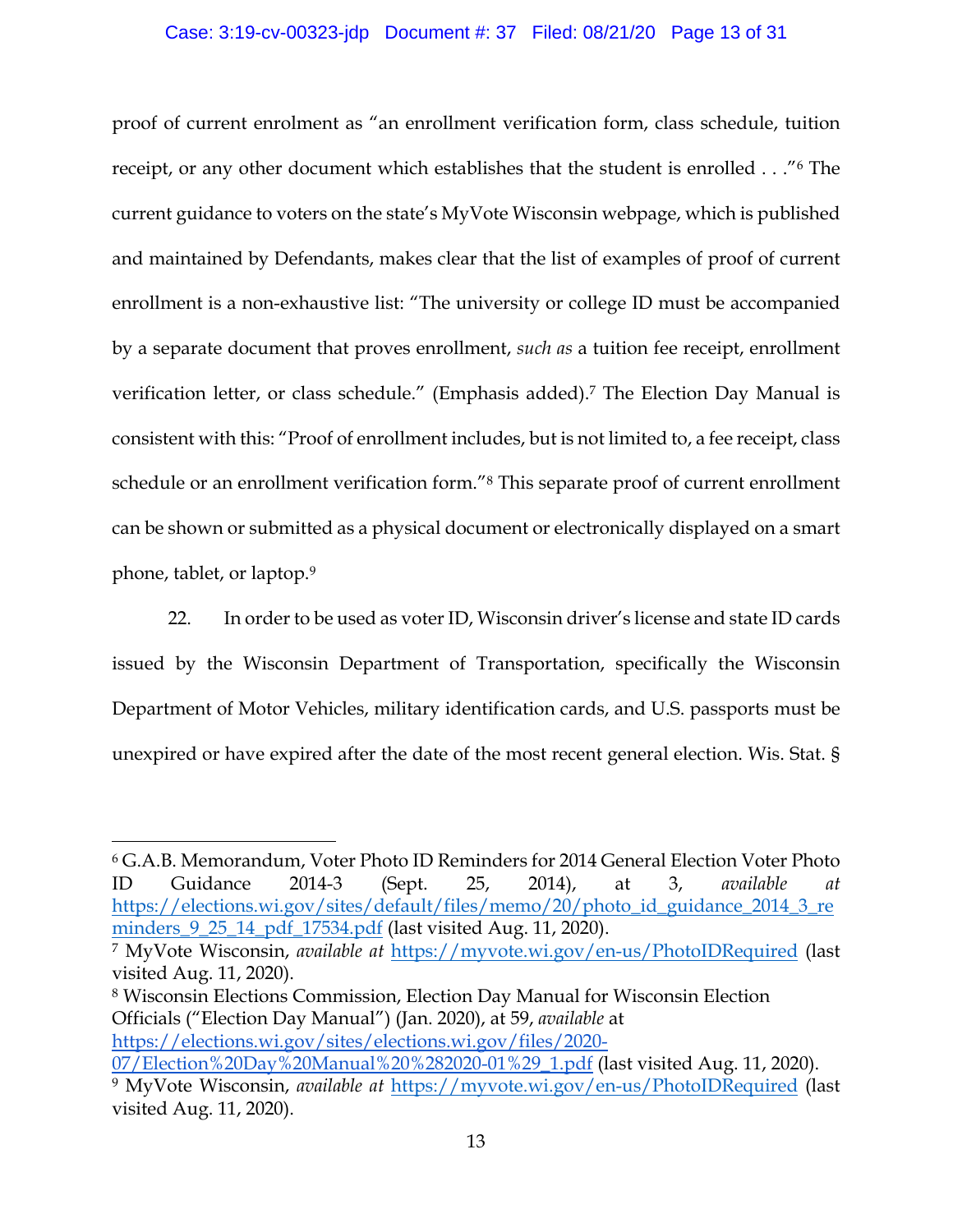proof of current enrolment as "an enrollment verification form, class schedule, tuition receipt, or any other document which establishes that the student is enrolled . . ."[6] The current guidance to voters on the state's MyVote Wisconsin webpage, which is published and maintained by Defendants, makes clear that the list of examples of proof of current enrollment is a non-exhaustive list: "The university or college ID must be accompanied by a separate document that proves enrollment, *such as* a tuition fee receipt, enrollment verification letter, or class schedule." (Emphasis added).[7] The Election Day Manual is consistent with this: "Proof of enrollment includes, but is not limited to, a fee receipt, class schedule or an enrollment verification form."[8] This separate proof of current enrollment can be shown or submitted as a physical document or electronically displayed on a smart phone, tablet, or laptop.[9]

22. In order to be used as voter ID, Wisconsin driver's license and state ID cards issued by the Wisconsin Department of Transportation, specifically the Wisconsin Department of Motor Vehicles, military identification cards, and U.S. passports must be unexpired or have expired after the date of the most recent general election. Wis. Stat. §

---

[6] G.A.B. Memorandum, Voter Photo ID Reminders for 2014 General Election Voter Photo ID Guidance 2014-3 (Sept. 25, 2014), at 3, *available at* https://elections.wi.gov/sites/default/files/memo/20/photo_id_guidance_2014_3_reminders_9_25_14_pdf_17534.pdf (last visited Aug. 11, 2020).

[7] MyVote Wisconsin, *available at* https://myvote.wi.gov/en-us/PhotoIDRequired (last visited Aug. 11, 2020).

[8] Wisconsin Elections Commission, Election Day Manual for Wisconsin Election Officials ("Election Day Manual") (Jan. 2020), at 59, *available* at https://elections.wi.gov/sites/elections.wi.gov/files/2020-07/Election%20Day%20Manual%20%282020-01%29_1.pdf (last visited Aug. 11, 2020).

[9] MyVote Wisconsin, *available at* https://myvote.wi.gov/en-us/PhotoIDRequired (last visited Aug. 11, 2020).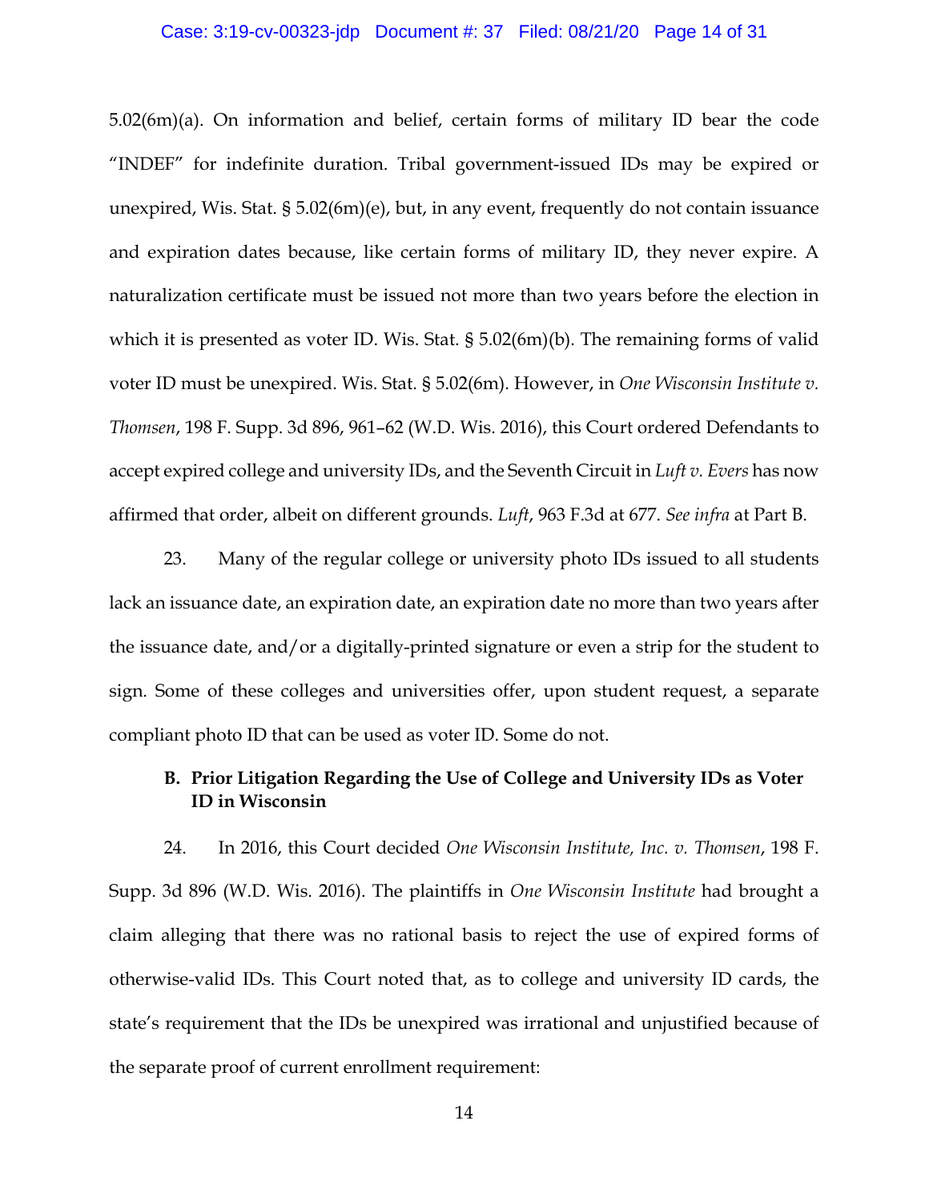5.02(6m)(a). On information and belief, certain forms of military ID bear the code "INDEF" for indefinite duration. Tribal government-issued IDs may be expired or unexpired, Wis. Stat. § 5.02(6m)(e), but, in any event, frequently do not contain issuance and expiration dates because, like certain forms of military ID, they never expire. A naturalization certificate must be issued not more than two years before the election in which it is presented as voter ID. Wis. Stat. § 5.02(6m)(b). The remaining forms of valid voter ID must be unexpired. Wis. Stat. § 5.02(6m). However, in *One Wisconsin Institute v. Thomsen*, 198 F. Supp. 3d 896, 961–62 (W.D. Wis. 2016), this Court ordered Defendants to accept expired college and university IDs, and the Seventh Circuit in *Luft v. Evers* has now affirmed that order, albeit on different grounds. *Luft*, 963 F.3d at 677. *See infra* at Part B.

23. Many of the regular college or university photo IDs issued to all students lack an issuance date, an expiration date, an expiration date no more than two years after the issuance date, and/or a digitally-printed signature or even a strip for the student to sign. Some of these colleges and universities offer, upon student request, a separate compliant photo ID that can be used as voter ID. Some do not.

### B. Prior Litigation Regarding the Use of College and University IDs as Voter ID in Wisconsin

24. In 2016, this Court decided *One Wisconsin Institute, Inc. v. Thomsen*, 198 F. Supp. 3d 896 (W.D. Wis. 2016). The plaintiffs in *One Wisconsin Institute* had brought a claim alleging that there was no rational basis to reject the use of expired forms of otherwise-valid IDs. This Court noted that, as to college and university ID cards, the state's requirement that the IDs be unexpired was irrational and unjustified because of the separate proof of current enrollment requirement: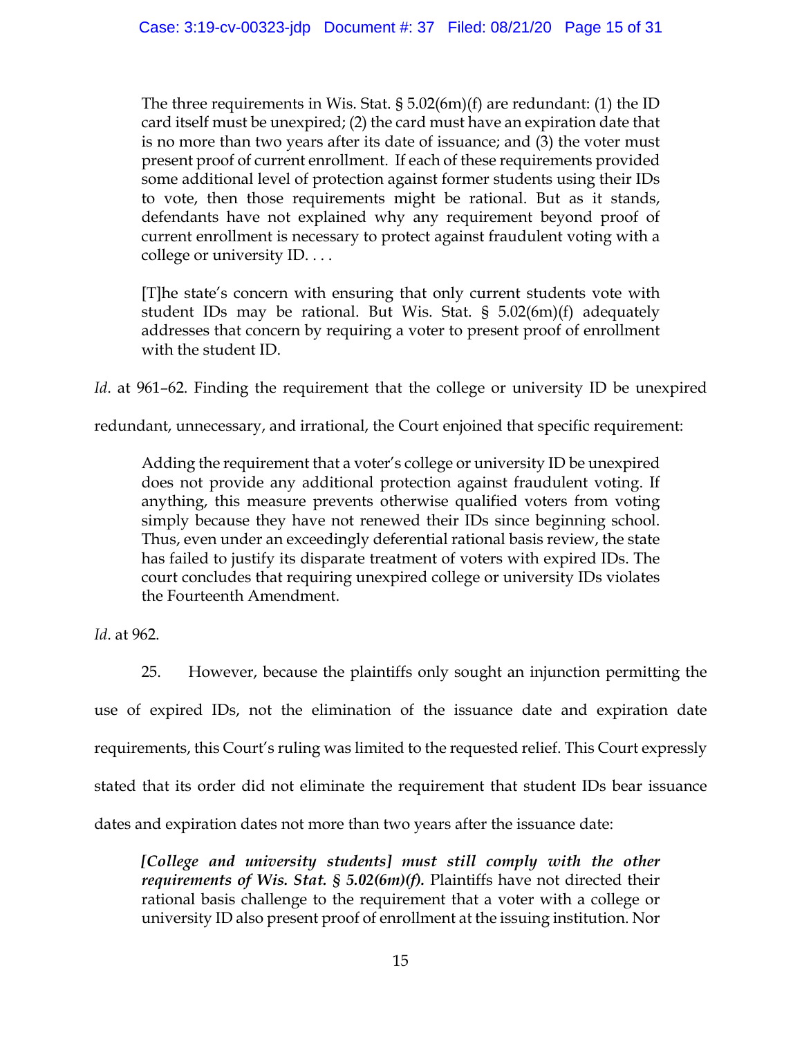> The three requirements in Wis. Stat. § 5.02(6m)(f) are redundant: (1) the ID card itself must be unexpired; (2) the card must have an expiration date that is no more than two years after its date of issuance; and (3) the voter must present proof of current enrollment. If each of these requirements provided some additional level of protection against former students using their IDs to vote, then those requirements might be rational. But as it stands, defendants have not explained why any requirement beyond proof of current enrollment is necessary to protect against fraudulent voting with a college or university ID. . . .
>
> [T]he state's concern with ensuring that only current students vote with student IDs may be rational. But Wis. Stat. § 5.02(6m)(f) adequately addresses that concern by requiring a voter to present proof of enrollment with the student ID.

*Id*. at 961–62. Finding the requirement that the college or university ID be unexpired redundant, unnecessary, and irrational, the Court enjoined that specific requirement:

> Adding the requirement that a voter's college or university ID be unexpired does not provide any additional protection against fraudulent voting. If anything, this measure prevents otherwise qualified voters from voting simply because they have not renewed their IDs since beginning school. Thus, even under an exceedingly deferential rational basis review, the state has failed to justify its disparate treatment of voters with expired IDs. The court concludes that requiring unexpired college or university IDs violates the Fourteenth Amendment.

*Id*. at 962.

25. However, because the plaintiffs only sought an injunction permitting the use of expired IDs, not the elimination of the issuance date and expiration date requirements, this Court's ruling was limited to the requested relief. This Court expressly stated that its order did not eliminate the requirement that student IDs bear issuance dates and expiration dates not more than two years after the issuance date:

> ***[College and university students] must still comply with the other requirements of Wis. Stat. § 5.02(6m)(f).*** Plaintiffs have not directed their rational basis challenge to the requirement that a voter with a college or university ID also present proof of enrollment at the issuing institution. Nor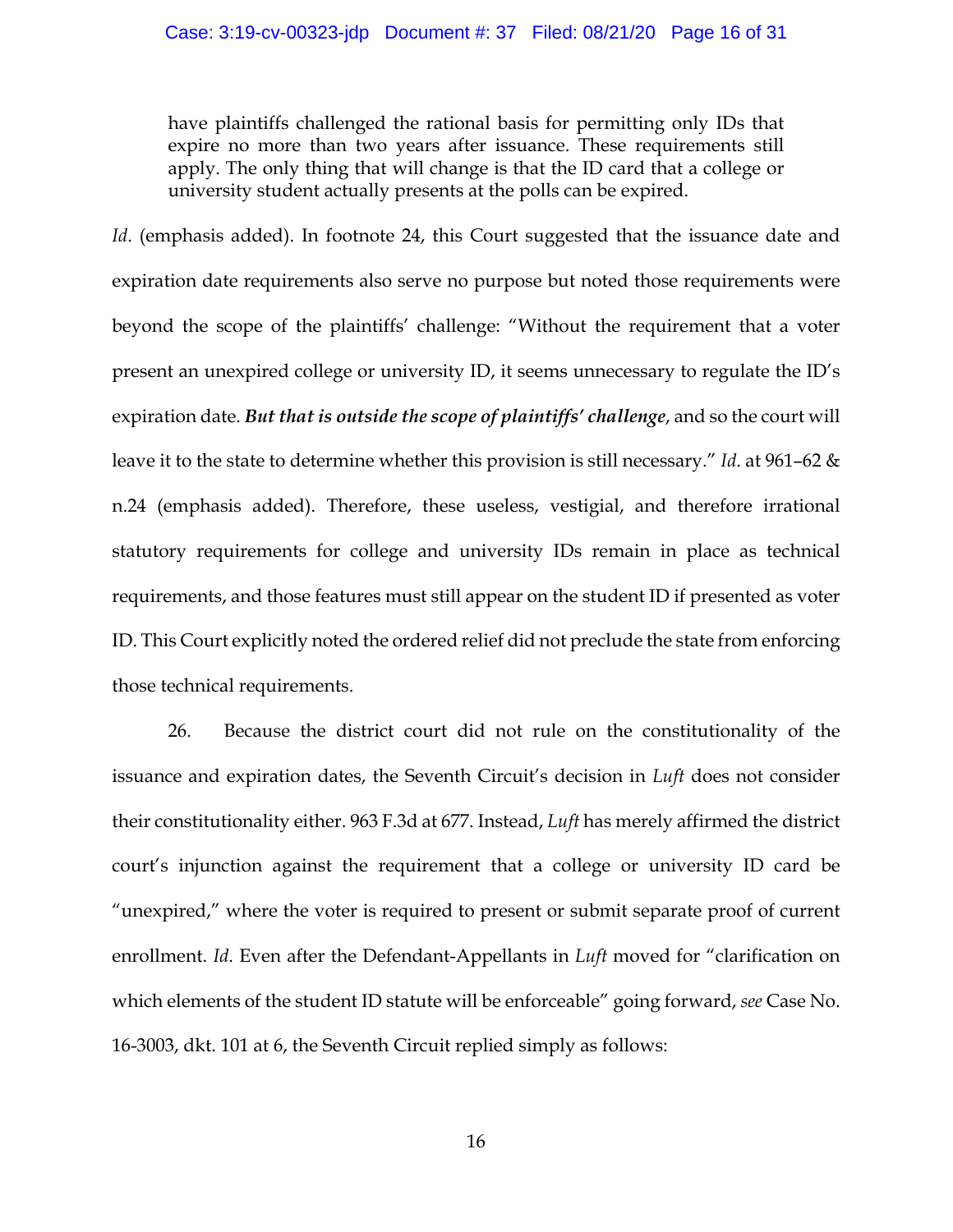> have plaintiffs challenged the rational basis for permitting only IDs that expire no more than two years after issuance. These requirements still apply. The only thing that will change is that the ID card that a college or university student actually presents at the polls can be expired.

*Id*. (emphasis added). In footnote 24, this Court suggested that the issuance date and expiration date requirements also serve no purpose but noted those requirements were beyond the scope of the plaintiffs' challenge: "Without the requirement that a voter present an unexpired college or university ID, it seems unnecessary to regulate the ID's expiration date. ***But that is outside the scope of plaintiffs' challenge***, and so the court will leave it to the state to determine whether this provision is still necessary." *Id*. at 961–62 & n.24 (emphasis added). Therefore, these useless, vestigial, and therefore irrational statutory requirements for college and university IDs remain in place as technical requirements, and those features must still appear on the student ID if presented as voter ID. This Court explicitly noted the ordered relief did not preclude the state from enforcing those technical requirements.

26. Because the district court did not rule on the constitutionality of the issuance and expiration dates, the Seventh Circuit's decision in *Luft* does not consider their constitutionality either. 963 F.3d at 677. Instead, *Luft* has merely affirmed the district court's injunction against the requirement that a college or university ID card be "unexpired," where the voter is required to present or submit separate proof of current enrollment. *Id*. Even after the Defendant-Appellants in *Luft* moved for "clarification on which elements of the student ID statute will be enforceable" going forward, *see* Case No. 16-3003, dkt. 101 at 6, the Seventh Circuit replied simply as follows: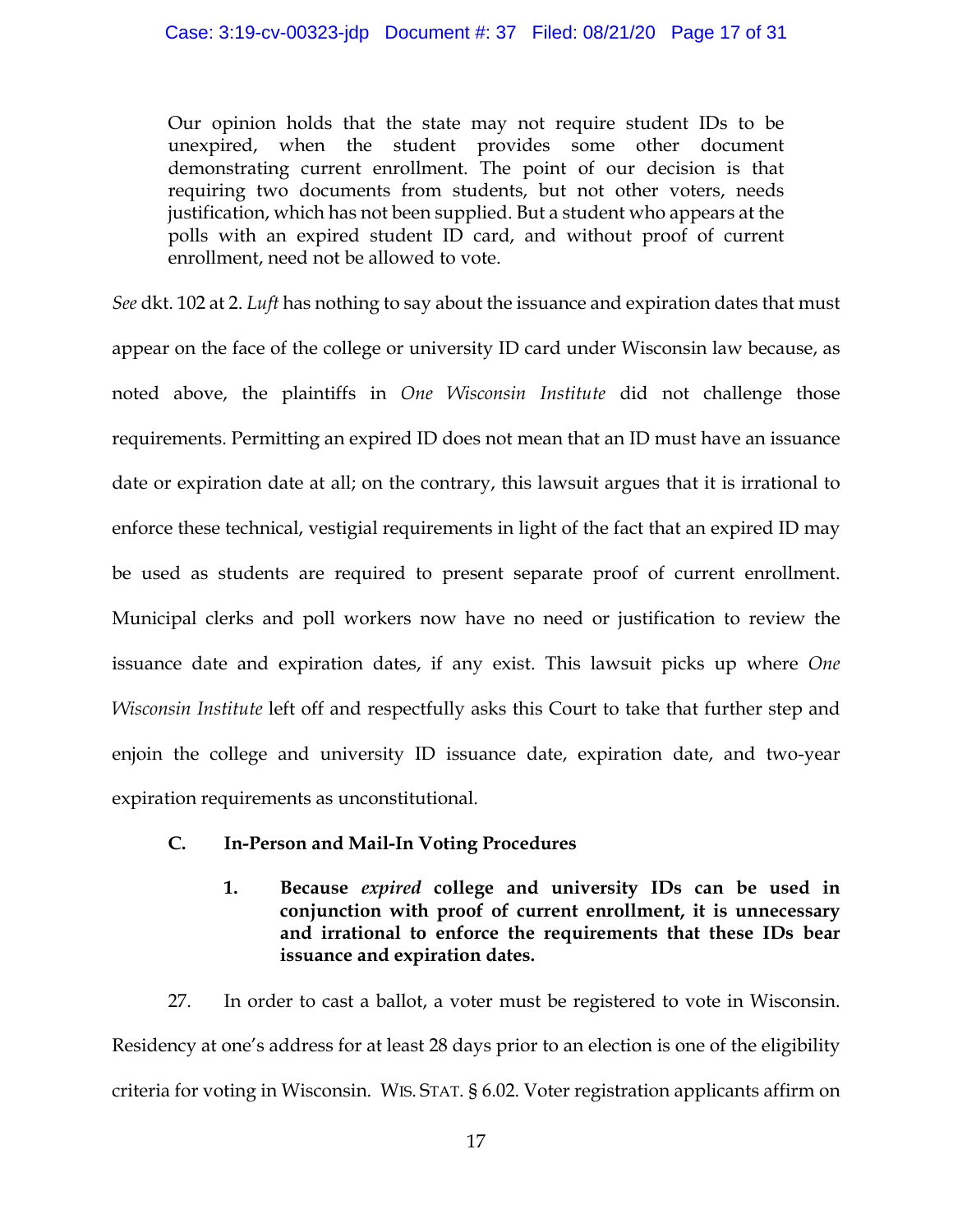> Our opinion holds that the state may not require student IDs to be unexpired, when the student provides some other document demonstrating current enrollment. The point of our decision is that requiring two documents from students, but not other voters, needs justification, which has not been supplied. But a student who appears at the polls with an expired student ID card, and without proof of current enrollment, need not be allowed to vote.

*See* dkt. 102 at 2. *Luft* has nothing to say about the issuance and expiration dates that must appear on the face of the college or university ID card under Wisconsin law because, as noted above, the plaintiffs in *One Wisconsin Institute* did not challenge those requirements. Permitting an expired ID does not mean that an ID must have an issuance date or expiration date at all; on the contrary, this lawsuit argues that it is irrational to enforce these technical, vestigial requirements in light of the fact that an expired ID may be used as students are required to present separate proof of current enrollment. Municipal clerks and poll workers now have no need or justification to review the issuance date and expiration dates, if any exist. This lawsuit picks up where *One Wisconsin Institute* left off and respectfully asks this Court to take that further step and enjoin the college and university ID issuance date, expiration date, and two-year expiration requirements as unconstitutional.

### C. In-Person and Mail-In Voting Procedures

#### 1. Because *expired* college and university IDs can be used in conjunction with proof of current enrollment, it is unnecessary and irrational to enforce the requirements that these IDs bear issuance and expiration dates.

27. In order to cast a ballot, a voter must be registered to vote in Wisconsin. Residency at one's address for at least 28 days prior to an election is one of the eligibility criteria for voting in Wisconsin. WIS. STAT. § 6.02. Voter registration applicants affirm on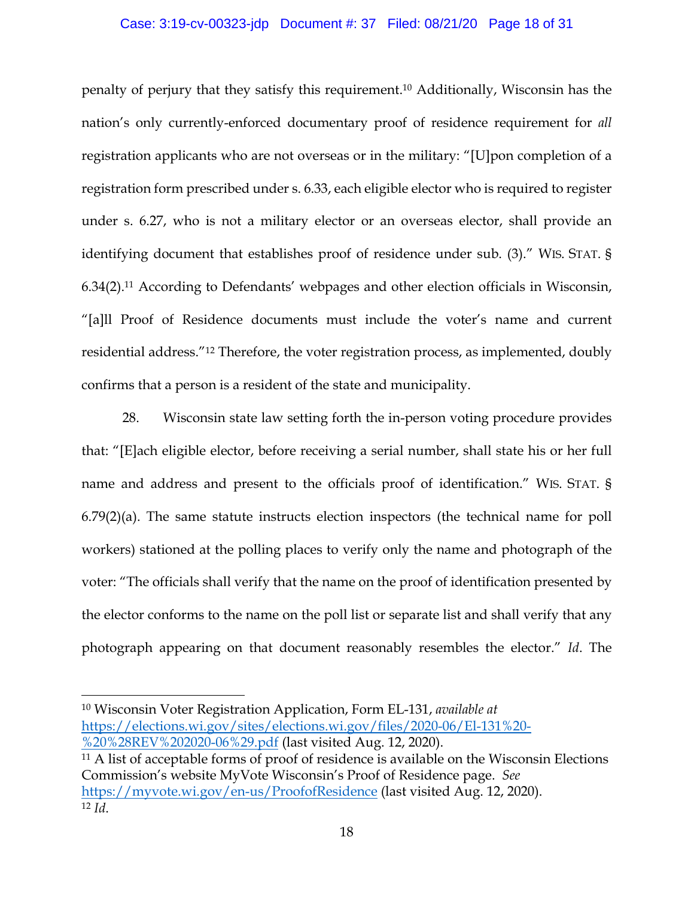penalty of perjury that they satisfy this requirement.[10] Additionally, Wisconsin has the nation's only currently-enforced documentary proof of residence requirement for *all* registration applicants who are not overseas or in the military: "[U]pon completion of a registration form prescribed under s. 6.33, each eligible elector who is required to register under s. 6.27, who is not a military elector or an overseas elector, shall provide an identifying document that establishes proof of residence under sub. (3)." WIS. STAT. § 6.34(2).[11] According to Defendants' webpages and other election officials in Wisconsin, "[a]ll Proof of Residence documents must include the voter's name and current residential address."[12] Therefore, the voter registration process, as implemented, doubly confirms that a person is a resident of the state and municipality.

28. Wisconsin state law setting forth the in-person voting procedure provides that: "[E]ach eligible elector, before receiving a serial number, shall state his or her full name and address and present to the officials proof of identification." WIS. STAT. § 6.79(2)(a). The same statute instructs election inspectors (the technical name for poll workers) stationed at the polling places to verify only the name and photograph of the voter: "The officials shall verify that the name on the proof of identification presented by the elector conforms to the name on the poll list or separate list and shall verify that any photograph appearing on that document reasonably resembles the elector." *Id*. The

---

[10] Wisconsin Voter Registration Application, Form EL-131, *available at* https://elections.wi.gov/sites/elections.wi.gov/files/2020-06/El-131%20-%20%28REV%202020-06%29.pdf (last visited Aug. 12, 2020).

[11] A list of acceptable forms of proof of residence is available on the Wisconsin Elections Commission's website MyVote Wisconsin's Proof of Residence page. *See* https://myvote.wi.gov/en-us/ProofofResidence (last visited Aug. 12, 2020).

[12] *Id*.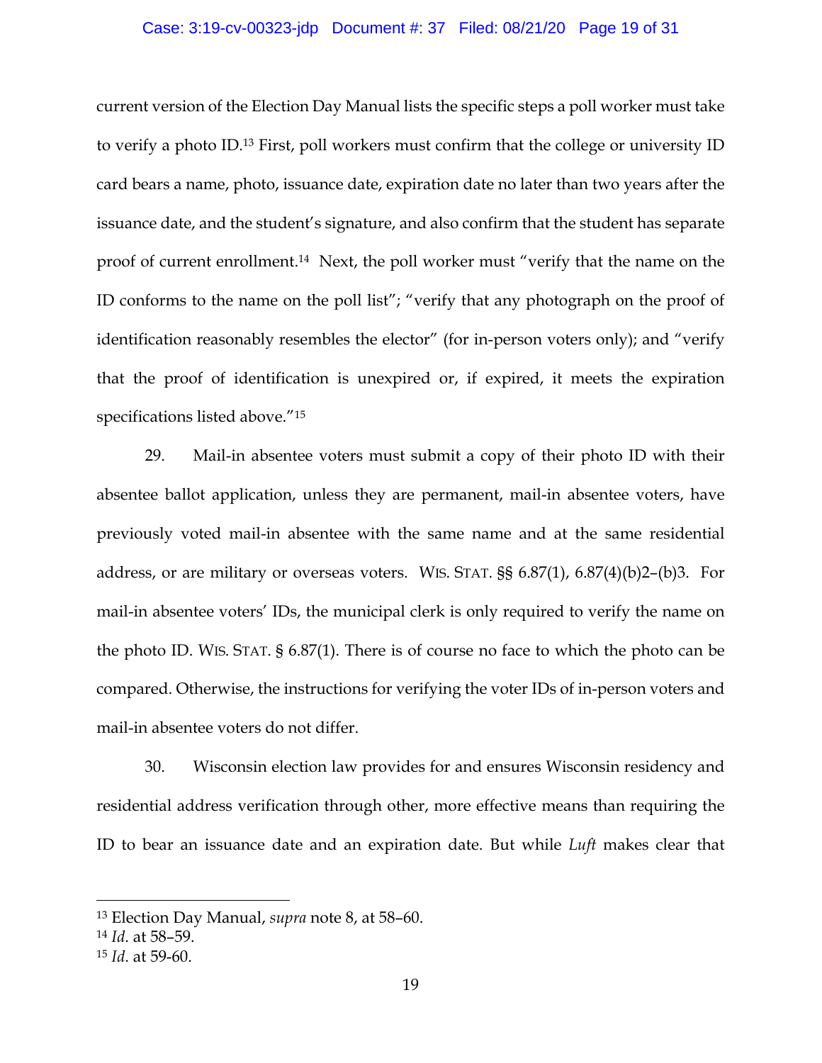current version of the Election Day Manual lists the specific steps a poll worker must take to verify a photo ID.[13] First, poll workers must confirm that the college or university ID card bears a name, photo, issuance date, expiration date no later than two years after the issuance date, and the student's signature, and also confirm that the student has separate proof of current enrollment.[14] Next, the poll worker must "verify that the name on the ID conforms to the name on the poll list"; "verify that any photograph on the proof of identification reasonably resembles the elector" (for in-person voters only); and "verify that the proof of identification is unexpired or, if expired, it meets the expiration specifications listed above."[15]

29. Mail-in absentee voters must submit a copy of their photo ID with their absentee ballot application, unless they are permanent, mail-in absentee voters, have previously voted mail-in absentee with the same name and at the same residential address, or are military or overseas voters. WIS. STAT. §§ 6.87(1), 6.87(4)(b)2–(b)3. For mail-in absentee voters' IDs, the municipal clerk is only required to verify the name on the photo ID. WIS. STAT. § 6.87(1). There is of course no face to which the photo can be compared. Otherwise, the instructions for verifying the voter IDs of in-person voters and mail-in absentee voters do not differ.

30. Wisconsin election law provides for and ensures Wisconsin residency and residential address verification through other, more effective means than requiring the ID to bear an issuance date and an expiration date. But while *Luft* makes clear that

---

[13] Election Day Manual, *supra* note 8, at 58–60.

[14] *Id*. at 58–59.

[15] *Id*. at 59-60.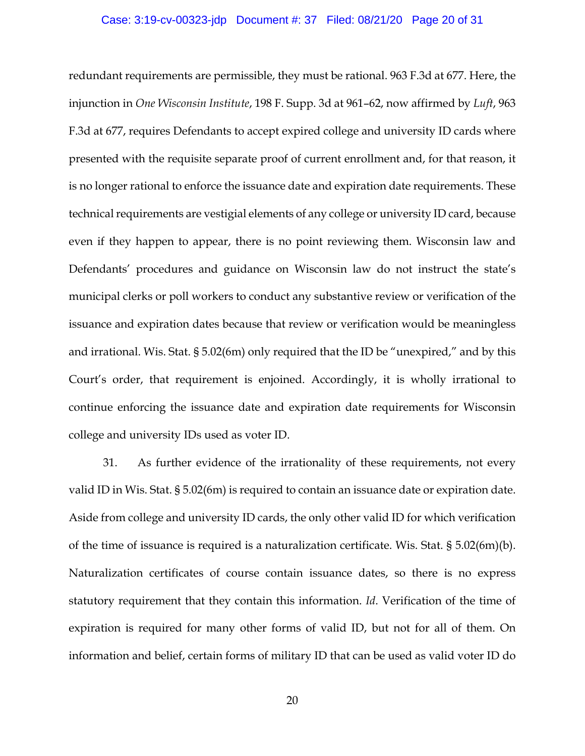redundant requirements are permissible, they must be rational. 963 F.3d at 677. Here, the injunction in *One Wisconsin Institute*, 198 F. Supp. 3d at 961–62, now affirmed by *Luft*, 963 F.3d at 677, requires Defendants to accept expired college and university ID cards where presented with the requisite separate proof of current enrollment and, for that reason, it is no longer rational to enforce the issuance date and expiration date requirements. These technical requirements are vestigial elements of any college or university ID card, because even if they happen to appear, there is no point reviewing them. Wisconsin law and Defendants' procedures and guidance on Wisconsin law do not instruct the state's municipal clerks or poll workers to conduct any substantive review or verification of the issuance and expiration dates because that review or verification would be meaningless and irrational. Wis. Stat. § 5.02(6m) only required that the ID be "unexpired," and by this Court's order, that requirement is enjoined. Accordingly, it is wholly irrational to continue enforcing the issuance date and expiration date requirements for Wisconsin college and university IDs used as voter ID.

31. As further evidence of the irrationality of these requirements, not every valid ID in Wis. Stat. § 5.02(6m) is required to contain an issuance date or expiration date. Aside from college and university ID cards, the only other valid ID for which verification of the time of issuance is required is a naturalization certificate. Wis. Stat. § 5.02(6m)(b). Naturalization certificates of course contain issuance dates, so there is no express statutory requirement that they contain this information. *Id*. Verification of the time of expiration is required for many other forms of valid ID, but not for all of them. On information and belief, certain forms of military ID that can be used as valid voter ID do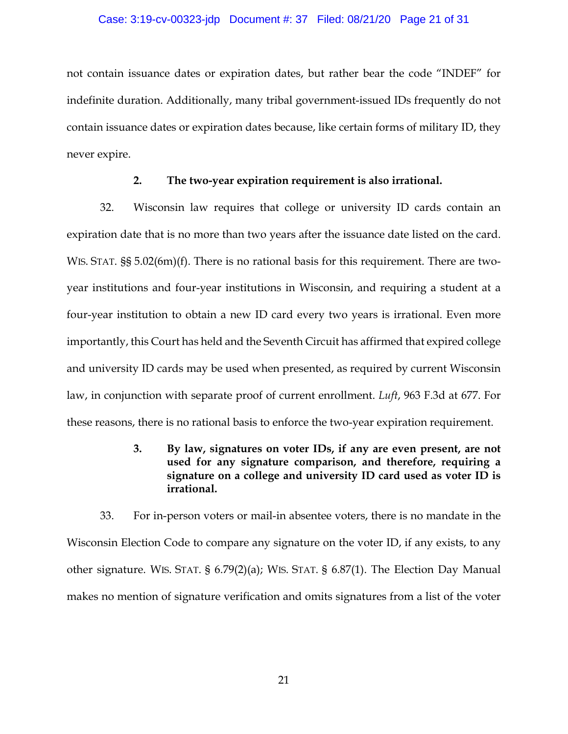not contain issuance dates or expiration dates, but rather bear the code "INDEF" for indefinite duration. Additionally, many tribal government-issued IDs frequently do not contain issuance dates or expiration dates because, like certain forms of military ID, they never expire.

**2. The two-year expiration requirement is also irrational.**

32. Wisconsin law requires that college or university ID cards contain an expiration date that is no more than two years after the issuance date listed on the card. WIS. STAT. §§ 5.02(6m)(f). There is no rational basis for this requirement. There are two-year institutions and four-year institutions in Wisconsin, and requiring a student at a four-year institution to obtain a new ID card every two years is irrational. Even more importantly, this Court has held and the Seventh Circuit has affirmed that expired college and university ID cards may be used when presented, as required by current Wisconsin law, in conjunction with separate proof of current enrollment. *Luft*, 963 F.3d at 677. For these reasons, there is no rational basis to enforce the two-year expiration requirement.

**3. By law, signatures on voter IDs, if any are even present, are not used for any signature comparison, and therefore, requiring a signature on a college and university ID card used as voter ID is irrational.**

33. For in-person voters or mail-in absentee voters, there is no mandate in the Wisconsin Election Code to compare any signature on the voter ID, if any exists, to any other signature. WIS. STAT. § 6.79(2)(a); WIS. STAT. § 6.87(1). The Election Day Manual makes no mention of signature verification and omits signatures from a list of the voter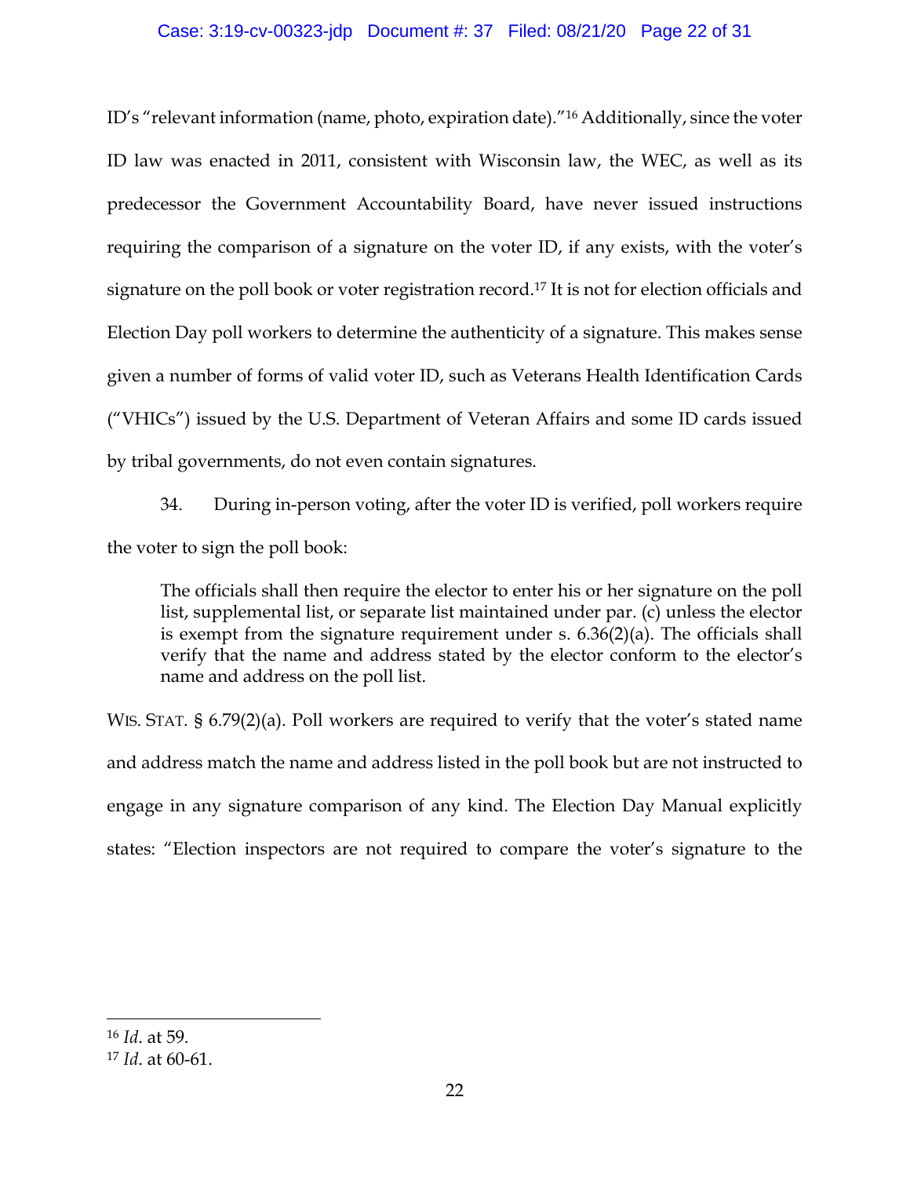ID's "relevant information (name, photo, expiration date)."[16] Additionally, since the voter ID law was enacted in 2011, consistent with Wisconsin law, the WEC, as well as its predecessor the Government Accountability Board, have never issued instructions requiring the comparison of a signature on the voter ID, if any exists, with the voter's signature on the poll book or voter registration record.[17] It is not for election officials and Election Day poll workers to determine the authenticity of a signature. This makes sense given a number of forms of valid voter ID, such as Veterans Health Identification Cards ("VHICs") issued by the U.S. Department of Veteran Affairs and some ID cards issued by tribal governments, do not even contain signatures.

34. During in-person voting, after the voter ID is verified, poll workers require the voter to sign the poll book:

> The officials shall then require the elector to enter his or her signature on the poll list, supplemental list, or separate list maintained under par. (c) unless the elector is exempt from the signature requirement under s. 6.36(2)(a). The officials shall verify that the name and address stated by the elector conform to the elector's name and address on the poll list.

WIS. STAT. § 6.79(2)(a). Poll workers are required to verify that the voter's stated name and address match the name and address listed in the poll book but are not instructed to engage in any signature comparison of any kind. The Election Day Manual explicitly states: "Election inspectors are not required to compare the voter's signature to the

---

[16] *Id*. at 59.

[17] *Id*. at 60-61.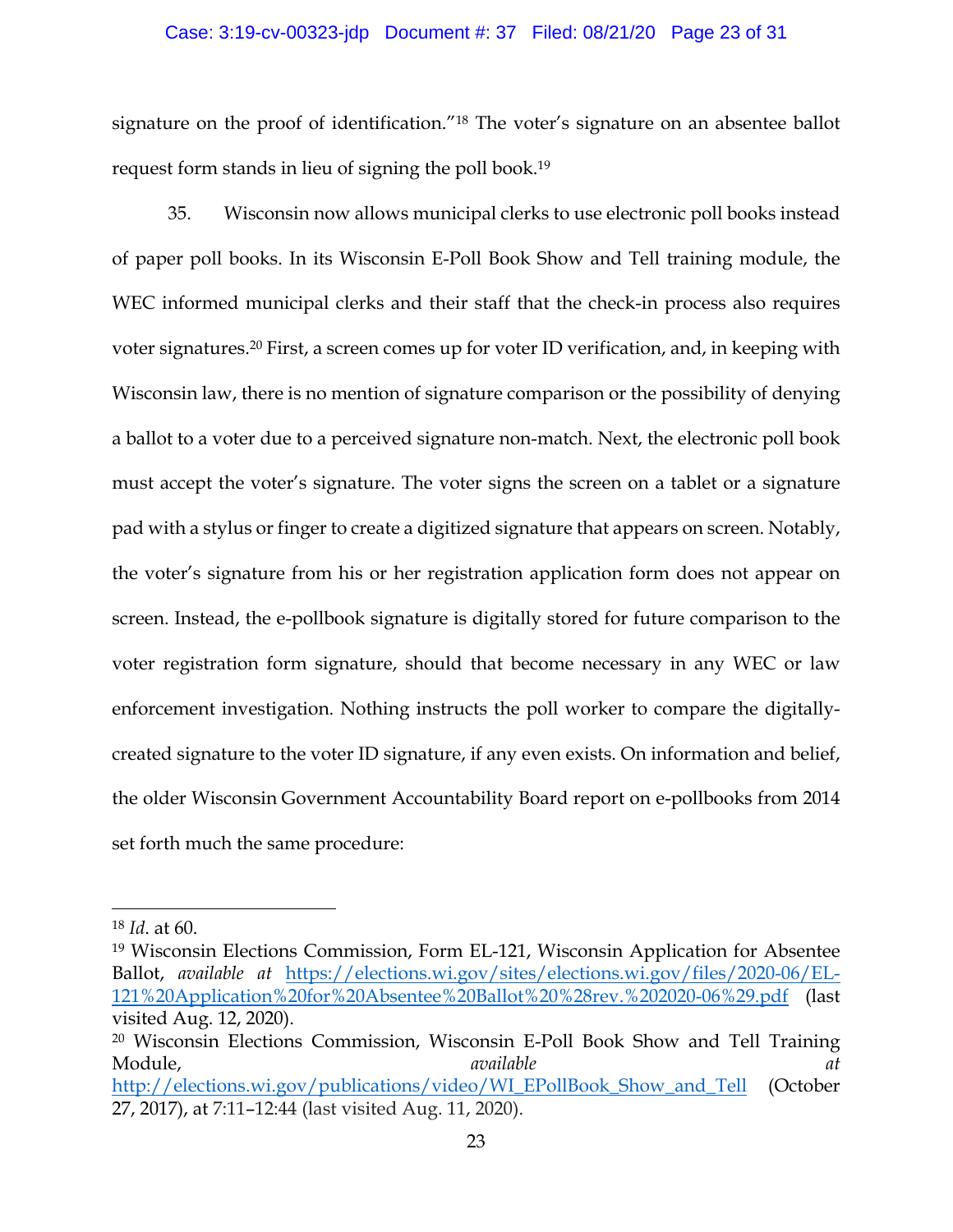signature on the proof of identification."[18] The voter's signature on an absentee ballot request form stands in lieu of signing the poll book.[19]

35. Wisconsin now allows municipal clerks to use electronic poll books instead of paper poll books. In its Wisconsin E-Poll Book Show and Tell training module, the WEC informed municipal clerks and their staff that the check-in process also requires voter signatures.[20] First, a screen comes up for voter ID verification, and, in keeping with Wisconsin law, there is no mention of signature comparison or the possibility of denying a ballot to a voter due to a perceived signature non-match. Next, the electronic poll book must accept the voter's signature. The voter signs the screen on a tablet or a signature pad with a stylus or finger to create a digitized signature that appears on screen. Notably, the voter's signature from his or her registration application form does not appear on screen. Instead, the e-pollbook signature is digitally stored for future comparison to the voter registration form signature, should that become necessary in any WEC or law enforcement investigation. Nothing instructs the poll worker to compare the digitally-created signature to the voter ID signature, if any even exists. On information and belief, the older Wisconsin Government Accountability Board report on e-pollbooks from 2014 set forth much the same procedure:

---

[18] *Id*. at 60.

[19] Wisconsin Elections Commission, Form EL-121, Wisconsin Application for Absentee Ballot, *available at* https://elections.wi.gov/sites/elections.wi.gov/files/2020-06/EL-121%20Application%20for%20Absentee%20Ballot%20%28rev.%202020-06%29.pdf (last visited Aug. 12, 2020).

[20] Wisconsin Elections Commission, Wisconsin E-Poll Book Show and Tell Training Module, *available at* http://elections.wi.gov/publications/video/WI_EPollBook_Show_and_Tell (October 27, 2017), at 7:11–12:44 (last visited Aug. 11, 2020).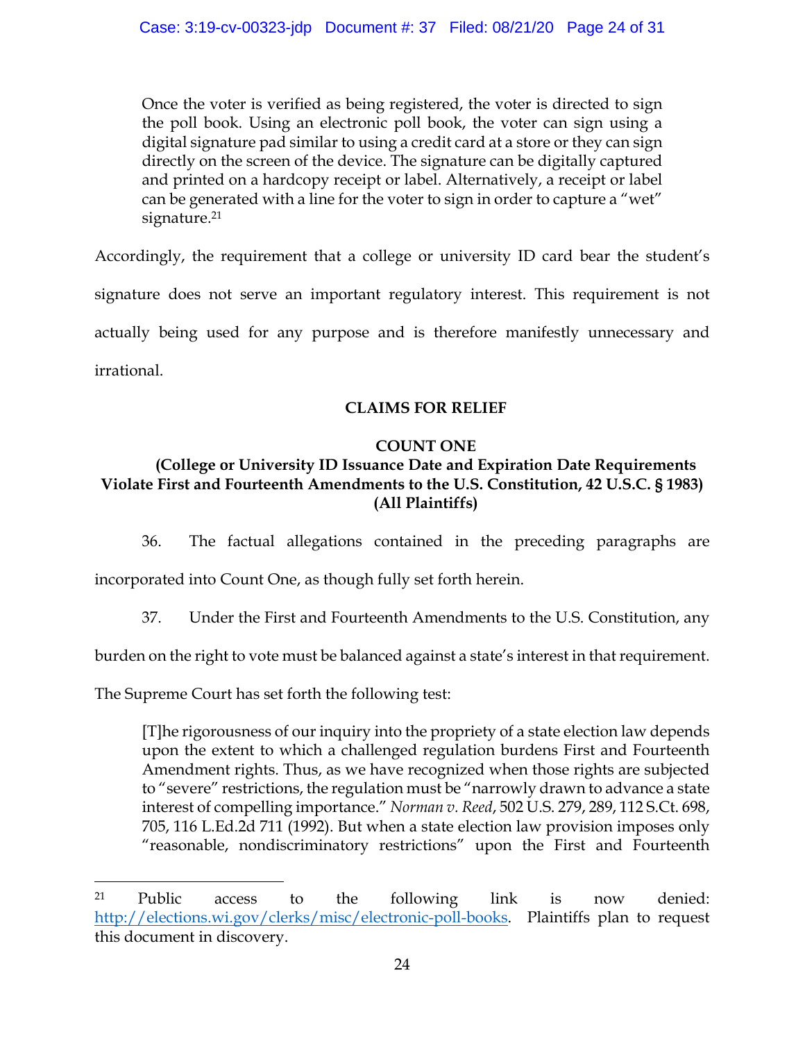> Once the voter is verified as being registered, the voter is directed to sign the poll book. Using an electronic poll book, the voter can sign using a digital signature pad similar to using a credit card at a store or they can sign directly on the screen of the device. The signature can be digitally captured and printed on a hardcopy receipt or label. Alternatively, a receipt or label can be generated with a line for the voter to sign in order to capture a "wet" signature.[21]

Accordingly, the requirement that a college or university ID card bear the student's signature does not serve an important regulatory interest. This requirement is not actually being used for any purpose and is therefore manifestly unnecessary and irrational.

## CLAIMS FOR RELIEF

### COUNT ONE

**(College or University ID Issuance Date and Expiration Date Requirements Violate First and Fourteenth Amendments to the U.S. Constitution, 42 U.S.C. § 1983) (All Plaintiffs)**

36. The factual allegations contained in the preceding paragraphs are incorporated into Count One, as though fully set forth herein.

37. Under the First and Fourteenth Amendments to the U.S. Constitution, any burden on the right to vote must be balanced against a state's interest in that requirement. The Supreme Court has set forth the following test:

> [T]he rigorousness of our inquiry into the propriety of a state election law depends upon the extent to which a challenged regulation burdens First and Fourteenth Amendment rights. Thus, as we have recognized when those rights are subjected to "severe" restrictions, the regulation must be "narrowly drawn to advance a state interest of compelling importance." *Norman v. Reed*, 502 U.S. 279, 289, 112 S.Ct. 698, 705, 116 L.Ed.2d 711 (1992). But when a state election law provision imposes only "reasonable, nondiscriminatory restrictions" upon the First and Fourteenth

---

[21] Public access to the following link is now denied: http://elections.wi.gov/clerks/misc/electronic-poll-books. Plaintiffs plan to request this document in discovery.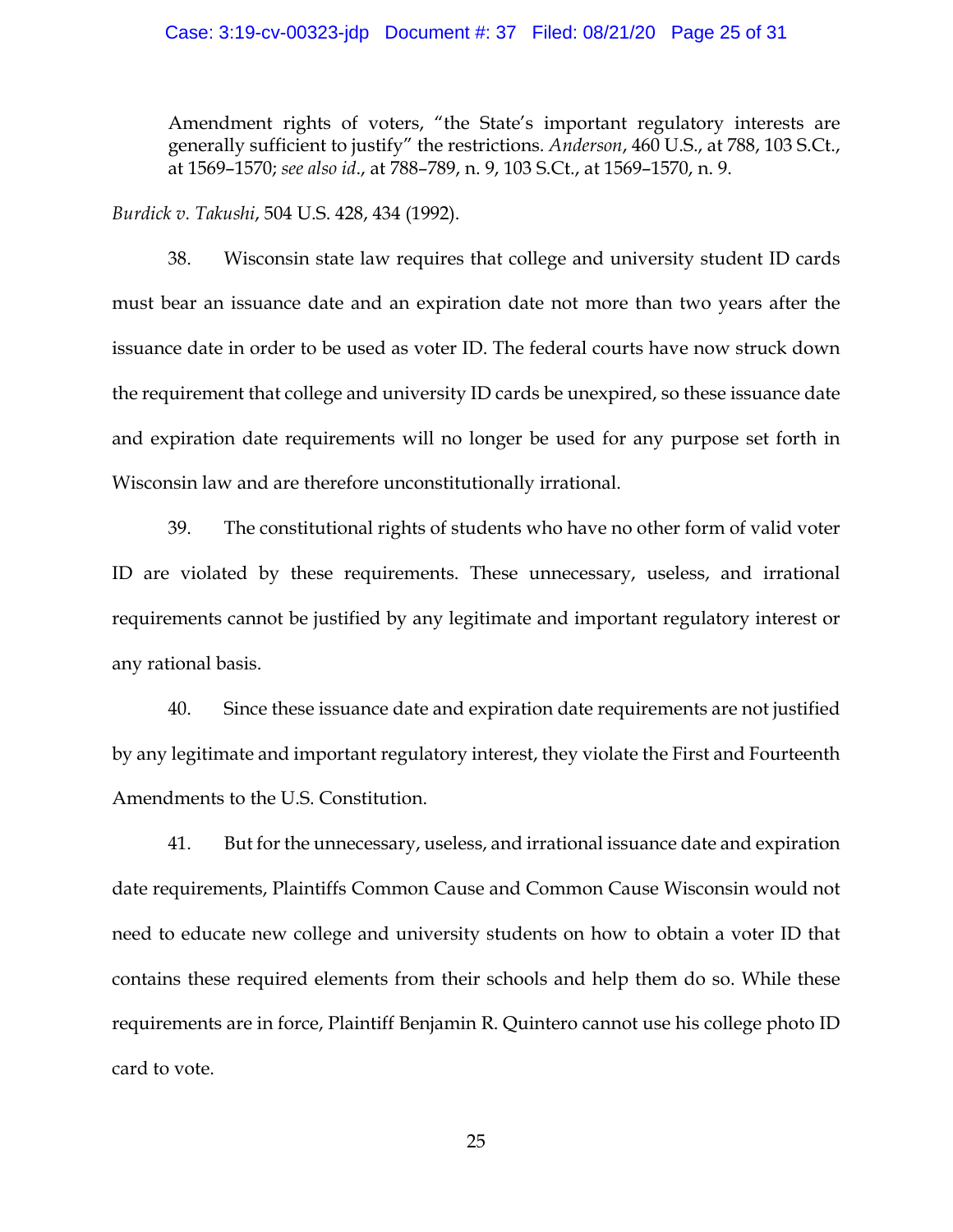> Amendment rights of voters, "the State's important regulatory interests are generally sufficient to justify" the restrictions. *Anderson*, 460 U.S., at 788, 103 S.Ct., at 1569–1570; *see also id*., at 788–789, n. 9, 103 S.Ct., at 1569–1570, n. 9.

*Burdick v. Takushi*, 504 U.S. 428, 434 (1992).

38. Wisconsin state law requires that college and university student ID cards must bear an issuance date and an expiration date not more than two years after the issuance date in order to be used as voter ID. The federal courts have now struck down the requirement that college and university ID cards be unexpired, so these issuance date and expiration date requirements will no longer be used for any purpose set forth in Wisconsin law and are therefore unconstitutionally irrational.

39. The constitutional rights of students who have no other form of valid voter ID are violated by these requirements. These unnecessary, useless, and irrational requirements cannot be justified by any legitimate and important regulatory interest or any rational basis.

40. Since these issuance date and expiration date requirements are not justified by any legitimate and important regulatory interest, they violate the First and Fourteenth Amendments to the U.S. Constitution.

41. But for the unnecessary, useless, and irrational issuance date and expiration date requirements, Plaintiffs Common Cause and Common Cause Wisconsin would not need to educate new college and university students on how to obtain a voter ID that contains these required elements from their schools and help them do so. While these requirements are in force, Plaintiff Benjamin R. Quintero cannot use his college photo ID card to vote.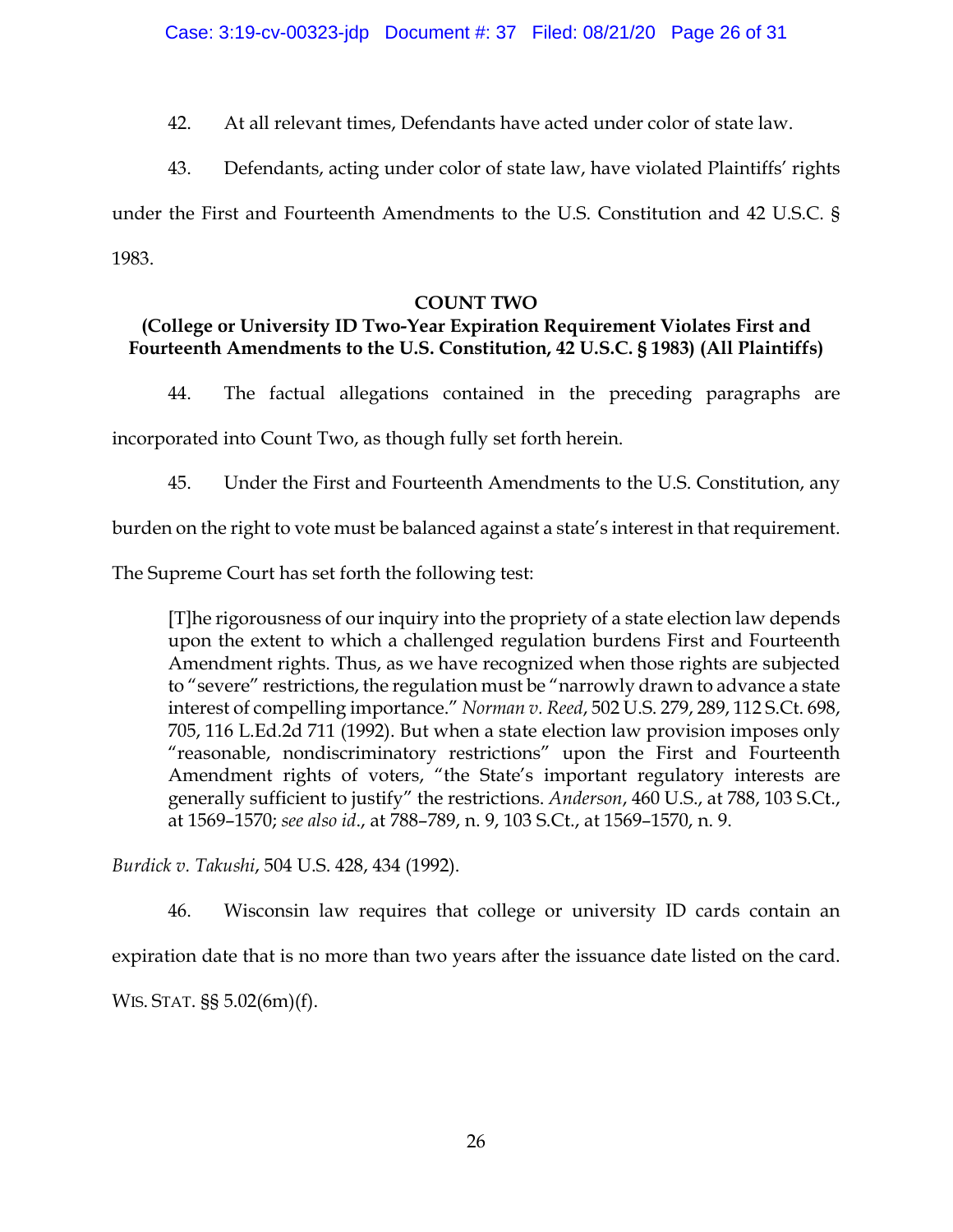42. At all relevant times, Defendants have acted under color of state law.

43. Defendants, acting under color of state law, have violated Plaintiffs' rights under the First and Fourteenth Amendments to the U.S. Constitution and 42 U.S.C. § 1983.

**COUNT TWO**
**(College or University ID Two-Year Expiration Requirement Violates First and Fourteenth Amendments to the U.S. Constitution, 42 U.S.C. § 1983) (All Plaintiffs)**

44. The factual allegations contained in the preceding paragraphs are incorporated into Count Two, as though fully set forth herein.

45. Under the First and Fourteenth Amendments to the U.S. Constitution, any burden on the right to vote must be balanced against a state's interest in that requirement. The Supreme Court has set forth the following test:

> [T]he rigorousness of our inquiry into the propriety of a state election law depends upon the extent to which a challenged regulation burdens First and Fourteenth Amendment rights. Thus, as we have recognized when those rights are subjected to "severe" restrictions, the regulation must be "narrowly drawn to advance a state interest of compelling importance." *Norman v. Reed*, 502 U.S. 279, 289, 112 S.Ct. 698, 705, 116 L.Ed.2d 711 (1992). But when a state election law provision imposes only "reasonable, nondiscriminatory restrictions" upon the First and Fourteenth Amendment rights of voters, "the State's important regulatory interests are generally sufficient to justify" the restrictions. *Anderson*, 460 U.S., at 788, 103 S.Ct., at 1569–1570; *see also id*., at 788–789, n. 9, 103 S.Ct., at 1569–1570, n. 9.

*Burdick v. Takushi*, 504 U.S. 428, 434 (1992).

46. Wisconsin law requires that college or university ID cards contain an expiration date that is no more than two years after the issuance date listed on the card. WIS. STAT. §§ 5.02(6m)(f).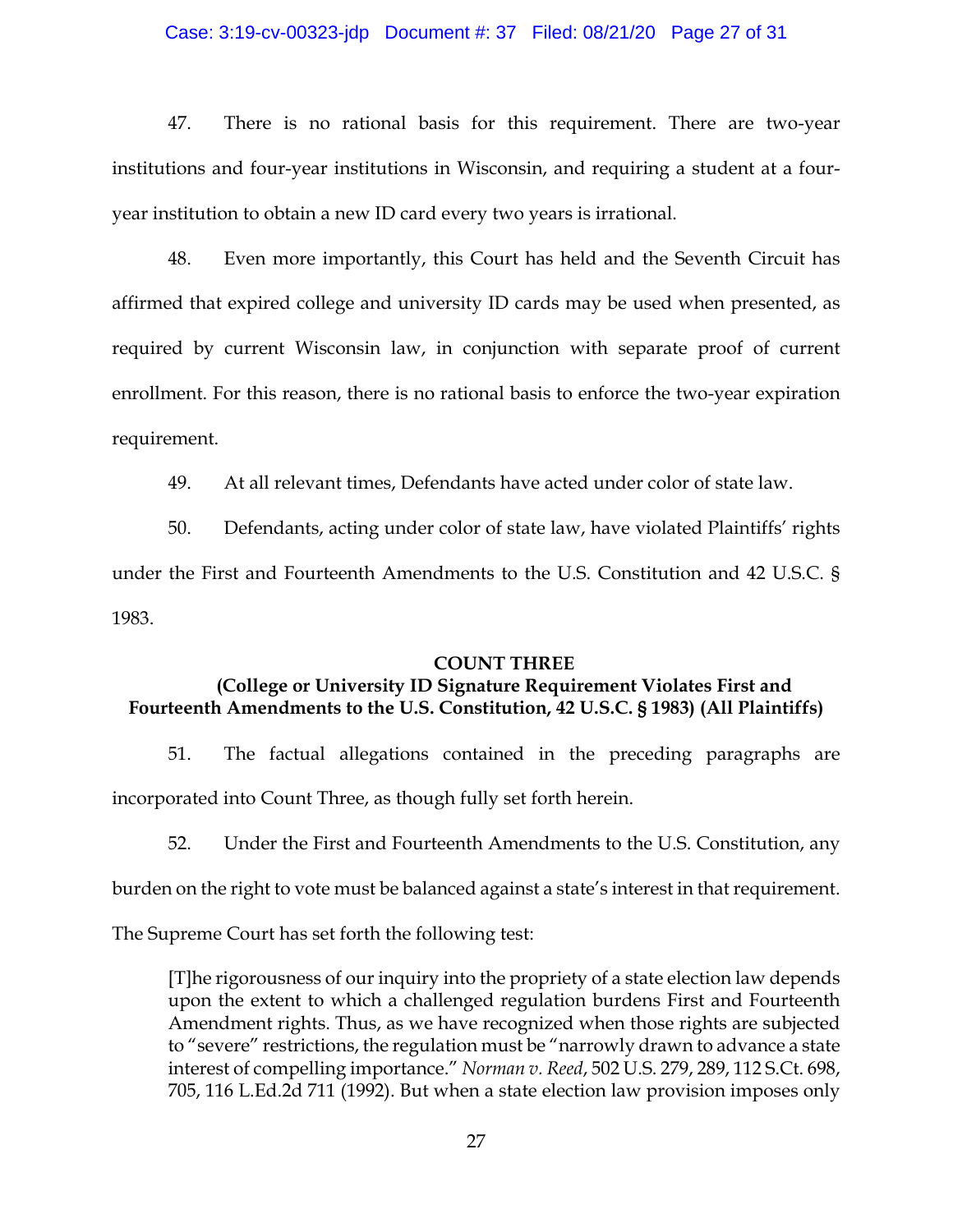47. There is no rational basis for this requirement. There are two-year institutions and four-year institutions in Wisconsin, and requiring a student at a four-year institution to obtain a new ID card every two years is irrational.

48. Even more importantly, this Court has held and the Seventh Circuit has affirmed that expired college and university ID cards may be used when presented, as required by current Wisconsin law, in conjunction with separate proof of current enrollment. For this reason, there is no rational basis to enforce the two-year expiration requirement.

49. At all relevant times, Defendants have acted under color of state law.

50. Defendants, acting under color of state law, have violated Plaintiffs' rights under the First and Fourteenth Amendments to the U.S. Constitution and 42 U.S.C. § 1983.

**COUNT THREE**

**(College or University ID Signature Requirement Violates First and Fourteenth Amendments to the U.S. Constitution, 42 U.S.C. § 1983) (All Plaintiffs)**

51. The factual allegations contained in the preceding paragraphs are incorporated into Count Three, as though fully set forth herein.

52. Under the First and Fourteenth Amendments to the U.S. Constitution, any burden on the right to vote must be balanced against a state's interest in that requirement. The Supreme Court has set forth the following test:

> [T]he rigorousness of our inquiry into the propriety of a state election law depends upon the extent to which a challenged regulation burdens First and Fourteenth Amendment rights. Thus, as we have recognized when those rights are subjected to "severe" restrictions, the regulation must be "narrowly drawn to advance a state interest of compelling importance." *Norman v. Reed*, 502 U.S. 279, 289, 112 S.Ct. 698, 705, 116 L.Ed.2d 711 (1992). But when a state election law provision imposes only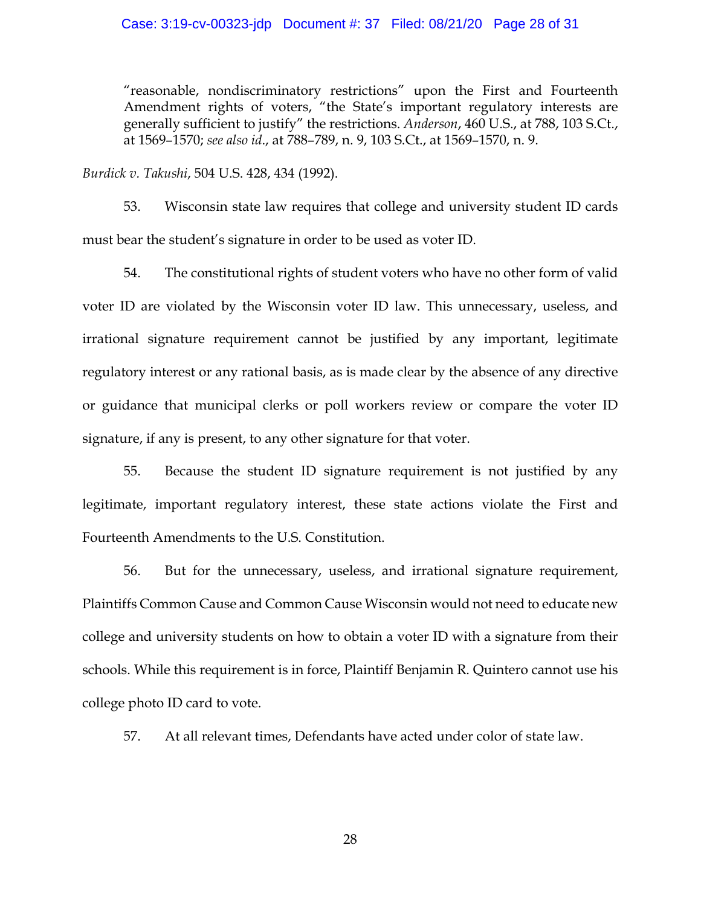> "reasonable, nondiscriminatory restrictions" upon the First and Fourteenth Amendment rights of voters, "the State's important regulatory interests are generally sufficient to justify" the restrictions. *Anderson*, 460 U.S., at 788, 103 S.Ct., at 1569–1570; *see also id*., at 788–789, n. 9, 103 S.Ct., at 1569–1570, n. 9.

*Burdick v. Takushi*, 504 U.S. 428, 434 (1992).

53. Wisconsin state law requires that college and university student ID cards must bear the student's signature in order to be used as voter ID.

54. The constitutional rights of student voters who have no other form of valid voter ID are violated by the Wisconsin voter ID law. This unnecessary, useless, and irrational signature requirement cannot be justified by any important, legitimate regulatory interest or any rational basis, as is made clear by the absence of any directive or guidance that municipal clerks or poll workers review or compare the voter ID signature, if any is present, to any other signature for that voter.

55. Because the student ID signature requirement is not justified by any legitimate, important regulatory interest, these state actions violate the First and Fourteenth Amendments to the U.S. Constitution.

56. But for the unnecessary, useless, and irrational signature requirement, Plaintiffs Common Cause and Common Cause Wisconsin would not need to educate new college and university students on how to obtain a voter ID with a signature from their schools. While this requirement is in force, Plaintiff Benjamin R. Quintero cannot use his college photo ID card to vote.

57. At all relevant times, Defendants have acted under color of state law.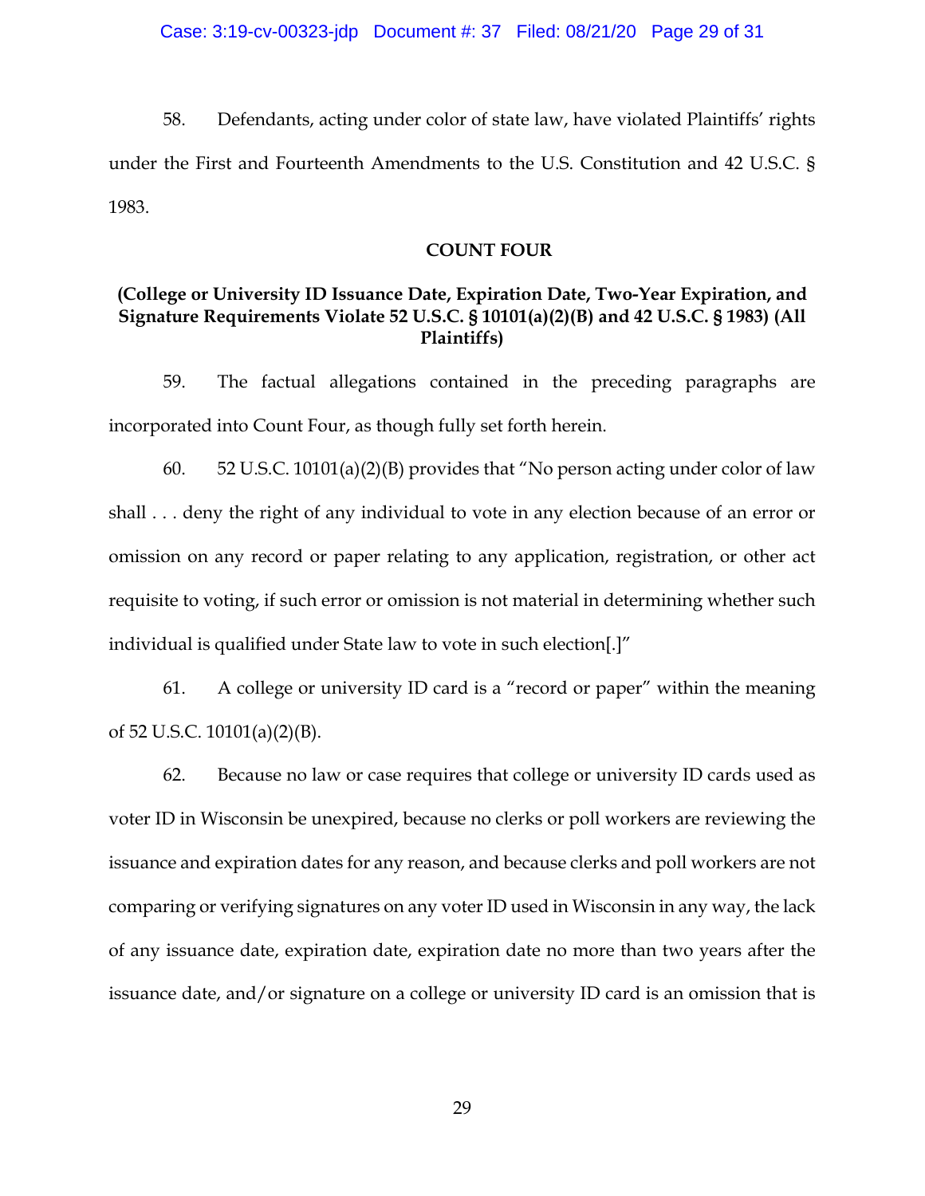58. Defendants, acting under color of state law, have violated Plaintiffs' rights under the First and Fourteenth Amendments to the U.S. Constitution and 42 U.S.C. § 1983.

**COUNT FOUR**

**(College or University ID Issuance Date, Expiration Date, Two-Year Expiration, and Signature Requirements Violate 52 U.S.C. § 10101(a)(2)(B) and 42 U.S.C. § 1983) (All Plaintiffs)**

59. The factual allegations contained in the preceding paragraphs are incorporated into Count Four, as though fully set forth herein.

60. 52 U.S.C. 10101(a)(2)(B) provides that "No person acting under color of law shall . . . deny the right of any individual to vote in any election because of an error or omission on any record or paper relating to any application, registration, or other act requisite to voting, if such error or omission is not material in determining whether such individual is qualified under State law to vote in such election[.]"

61. A college or university ID card is a "record or paper" within the meaning of 52 U.S.C. 10101(a)(2)(B).

62. Because no law or case requires that college or university ID cards used as voter ID in Wisconsin be unexpired, because no clerks or poll workers are reviewing the issuance and expiration dates for any reason, and because clerks and poll workers are not comparing or verifying signatures on any voter ID used in Wisconsin in any way, the lack of any issuance date, expiration date, expiration date no more than two years after the issuance date, and/or signature on a college or university ID card is an omission that is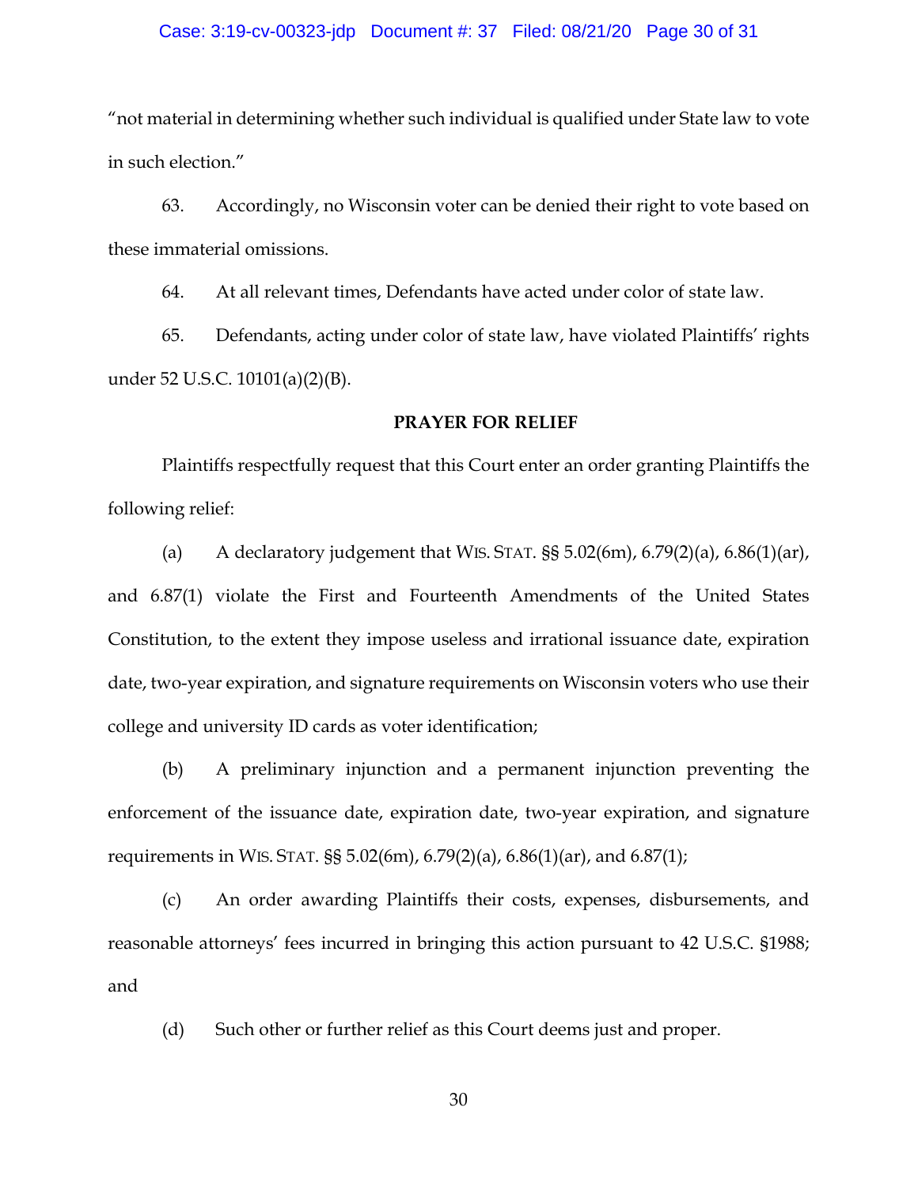"not material in determining whether such individual is qualified under State law to vote in such election."

63. Accordingly, no Wisconsin voter can be denied their right to vote based on these immaterial omissions.

64. At all relevant times, Defendants have acted under color of state law.

65. Defendants, acting under color of state law, have violated Plaintiffs' rights under 52 U.S.C. 10101(a)(2)(B).

## PRAYER FOR RELIEF

Plaintiffs respectfully request that this Court enter an order granting Plaintiffs the following relief:

(a) A declaratory judgement that WIS. STAT. §§ 5.02(6m), 6.79(2)(a), 6.86(1)(ar), and 6.87(1) violate the First and Fourteenth Amendments of the United States Constitution, to the extent they impose useless and irrational issuance date, expiration date, two-year expiration, and signature requirements on Wisconsin voters who use their college and university ID cards as voter identification;

(b) A preliminary injunction and a permanent injunction preventing the enforcement of the issuance date, expiration date, two-year expiration, and signature requirements in WIS. STAT. §§ 5.02(6m), 6.79(2)(a), 6.86(1)(ar), and 6.87(1);

(c) An order awarding Plaintiffs their costs, expenses, disbursements, and reasonable attorneys' fees incurred in bringing this action pursuant to 42 U.S.C. §1988; and

(d) Such other or further relief as this Court deems just and proper.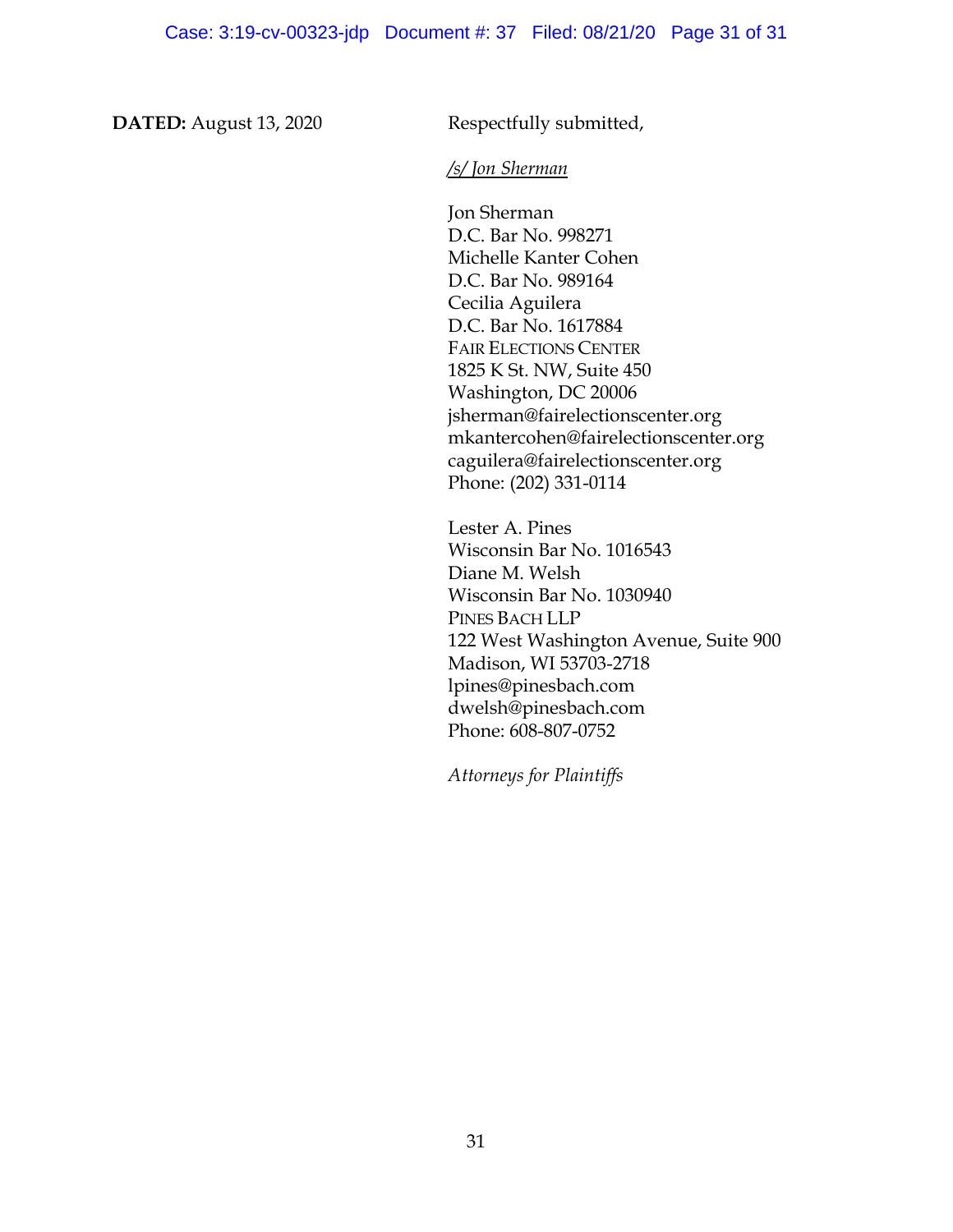**DATED:** August 13, 2020

Respectfully submitted,

*/s/ Jon Sherman*

Jon Sherman
D.C. Bar No. 998271
Michelle Kanter Cohen
D.C. Bar No. 989164
Cecilia Aguilera
D.C. Bar No. 1617884
FAIR ELECTIONS CENTER
1825 K St. NW, Suite 450
Washington, DC 20006
jsherman@fairelectionscenter.org
mkantercohen@fairelectionscenter.org
caguilera@fairelectionscenter.org
Phone: (202) 331-0114

Lester A. Pines
Wisconsin Bar No. 1016543
Diane M. Welsh
Wisconsin Bar No. 1030940
PINES BACH LLP
122 West Washington Avenue, Suite 900
Madison, WI 53703-2718
lpines@pinesbach.com
dwelsh@pinesbach.com
Phone: 608-807-0752

*Attorneys for Plaintiffs*